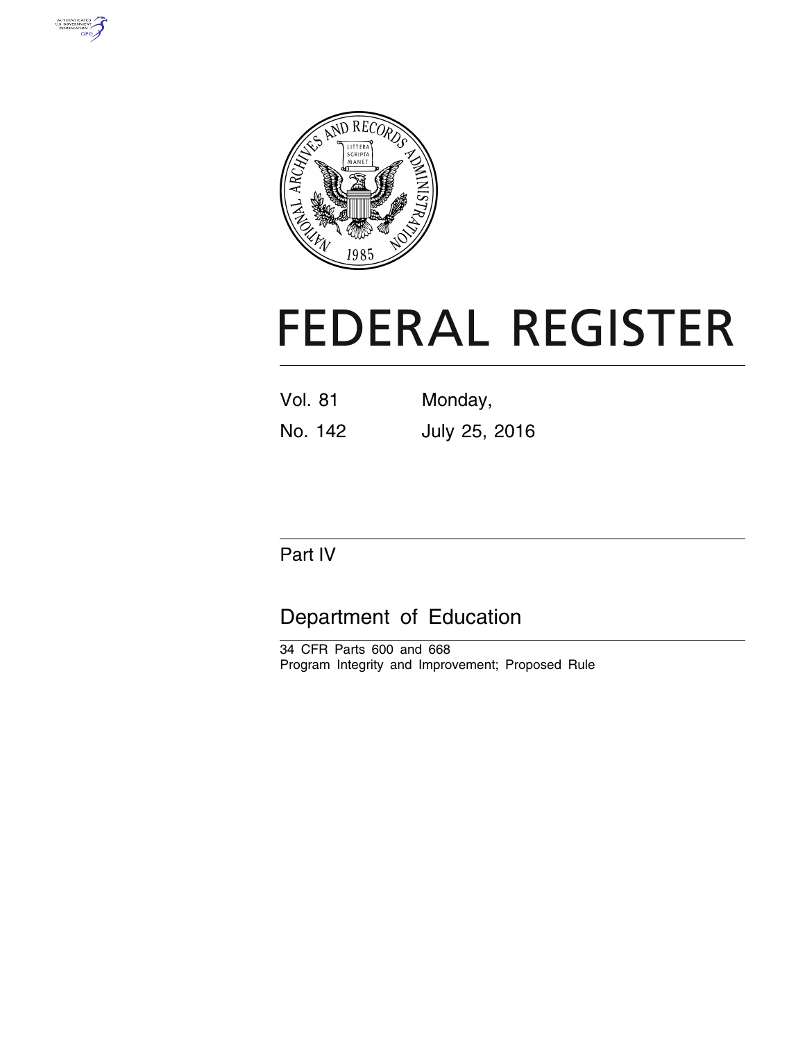# FEDERAL REGISTER

Vol. 81 Monday,

No. 142 July 25, 2016

Part IV

## Department of Education

34 CFR Parts 600 and 668

Program Integrity and Improvement; Proposed Rule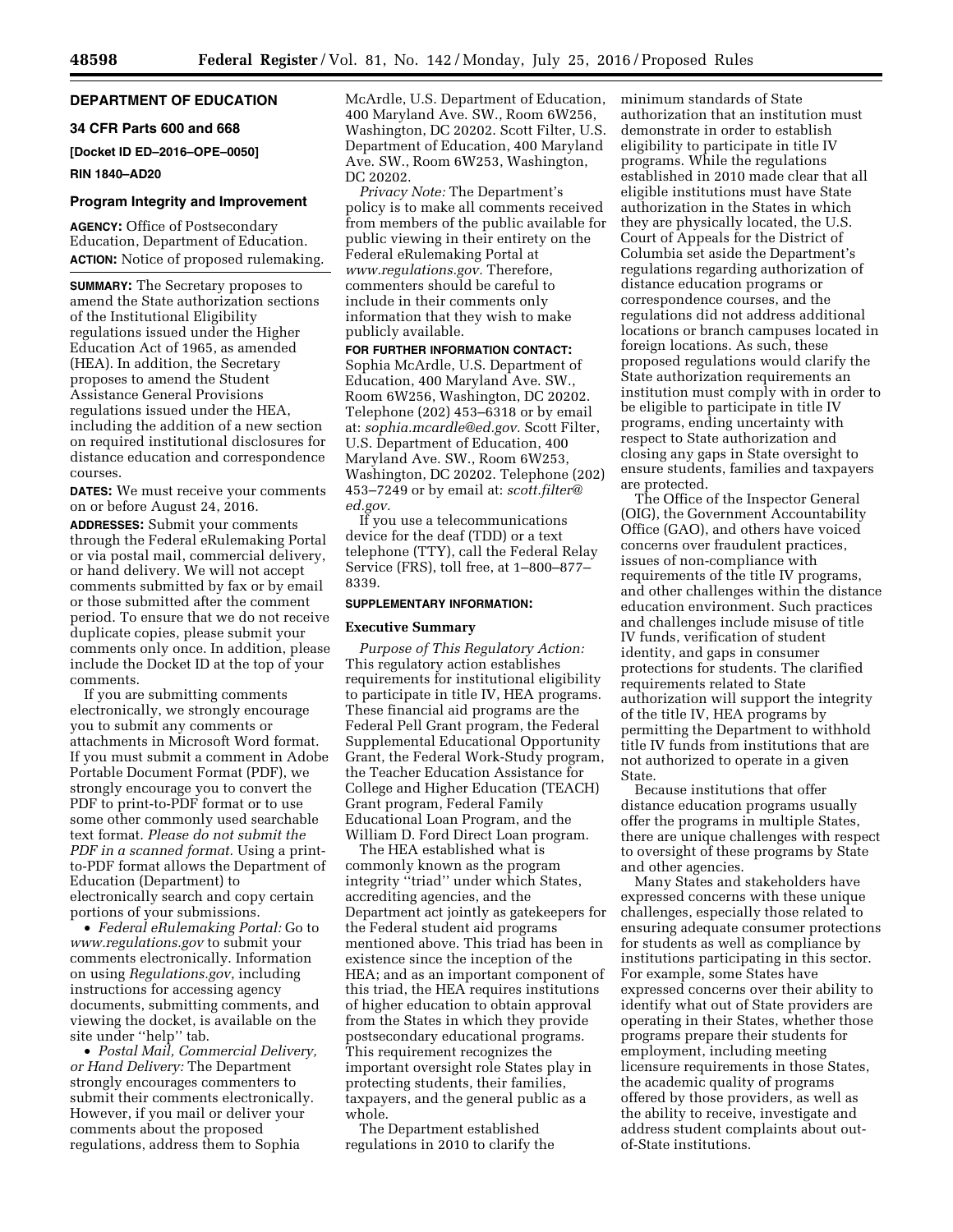## DEPARTMENT OF EDUCATION

### 34 CFR Parts 600 and 668

**[Docket ID ED–2016–OPE–0050]**

**RIN 1840–AD20**

### Program Integrity and Improvement

**AGENCY:** Office of Postsecondary Education, Department of Education.

**ACTION:** Notice of proposed rulemaking.

**SUMMARY:** The Secretary proposes to amend the State authorization sections of the Institutional Eligibility regulations issued under the Higher Education Act of 1965, as amended (HEA). In addition, the Secretary proposes to amend the Student Assistance General Provisions regulations issued under the HEA, including the addition of a new section on required institutional disclosures for distance education and correspondence courses.

**DATES:** We must receive your comments on or before August 24, 2016.

**ADDRESSES:** Submit your comments through the Federal eRulemaking Portal or via postal mail, commercial delivery, or hand delivery. We will not accept comments submitted by fax or by email or those submitted after the comment period. To ensure that we do not receive duplicate copies, please submit your comments only once. In addition, please include the Docket ID at the top of your comments.

If you are submitting comments electronically, we strongly encourage you to submit any comments or attachments in Microsoft Word format. If you must submit a comment in Adobe Portable Document Format (PDF), we strongly encourage you to convert the PDF to print-to-PDF format or to use some other commonly used searchable text format. *Please do not submit the PDF in a scanned format.* Using a print-to-PDF format allows the Department of Education (Department) to electronically search and copy certain portions of your submissions.

- *Federal eRulemaking Portal:* Go to *www.regulations.gov* to submit your comments electronically. Information on using *Regulations.gov*, including instructions for accessing agency documents, submitting comments, and viewing the docket, is available on the site under ''help'' tab.
- *Postal Mail, Commercial Delivery, or Hand Delivery:* The Department strongly encourages commenters to submit their comments electronically. However, if you mail or deliver your comments about the proposed regulations, address them to Sophia McArdle, U.S. Department of Education, 400 Maryland Ave. SW., Room 6W256, Washington, DC 20202. Scott Filter, U.S. Department of Education, 400 Maryland Ave. SW., Room 6W253, Washington, DC 20202.

*Privacy Note:* The Department's policy is to make all comments received from members of the public available for public viewing in their entirety on the Federal eRulemaking Portal at *www.regulations.gov.* Therefore, commenters should be careful to include in their comments only information that they wish to make publicly available.

**FOR FURTHER INFORMATION CONTACT:** Sophia McArdle, U.S. Department of Education, 400 Maryland Ave. SW., Room 6W256, Washington, DC 20202. Telephone (202) 453–6318 or by email at: *sophia.mcardle@ed.gov.* Scott Filter, U.S. Department of Education, 400 Maryland Ave. SW., Room 6W253, Washington, DC 20202. Telephone (202) 453–7249 or by email at: *scott.filter@ed.gov.*

If you use a telecommunications device for the deaf (TDD) or a text telephone (TTY), call the Federal Relay Service (FRS), toll free, at 1–800–877–8339.

**SUPPLEMENTARY INFORMATION:**

### Executive Summary

*Purpose of This Regulatory Action:* This regulatory action establishes requirements for institutional eligibility to participate in title IV, HEA programs. These financial aid programs are the Federal Pell Grant program, the Federal Supplemental Educational Opportunity Grant, the Federal Work-Study program, the Teacher Education Assistance for College and Higher Education (TEACH) Grant program, Federal Family Educational Loan Program, and the William D. Ford Direct Loan program.

The HEA established what is commonly known as the program integrity ''triad'' under which States, accrediting agencies, and the Department act jointly as gatekeepers for the Federal student aid programs mentioned above. This triad has been in existence since the inception of the HEA; and as an important component of this triad, the HEA requires institutions of higher education to obtain approval from the States in which they provide postsecondary educational programs. This requirement recognizes the important oversight role States play in protecting students, their families, taxpayers, and the general public as a whole.

The Department established regulations in 2010 to clarify the minimum standards of State authorization that an institution must demonstrate in order to establish eligibility to participate in title IV programs. While the regulations established in 2010 made clear that all eligible institutions must have State authorization in the States in which they are physically located, the U.S. Court of Appeals for the District of Columbia set aside the Department's regulations regarding authorization of distance education programs or correspondence courses, and the regulations did not address additional locations or branch campuses located in foreign locations. As such, these proposed regulations would clarify the State authorization requirements an institution must comply with in order to be eligible to participate in title IV programs, ending uncertainty with respect to State authorization and closing any gaps in State oversight to ensure students, families and taxpayers are protected.

The Office of the Inspector General (OIG), the Government Accountability Office (GAO), and others have voiced concerns over fraudulent practices, issues of non-compliance with requirements of the title IV programs, and other challenges within the distance education environment. Such practices and challenges include misuse of title IV funds, verification of student identity, and gaps in consumer protections for students. The clarified requirements related to State authorization will support the integrity of the title IV, HEA programs by permitting the Department to withhold title IV funds from institutions that are not authorized to operate in a given State.

Because institutions that offer distance education programs usually offer the programs in multiple States, there are unique challenges with respect to oversight of these programs by State and other agencies.

Many States and stakeholders have expressed concerns with these unique challenges, especially those related to ensuring adequate consumer protections for students as well as compliance by institutions participating in this sector. For example, some States have expressed concerns over their ability to identify what out of State providers are operating in their States, whether those programs prepare their students for employment, including meeting licensure requirements in those States, the academic quality of programs offered by those providers, as well as the ability to receive, investigate and address student complaints about out-of-State institutions.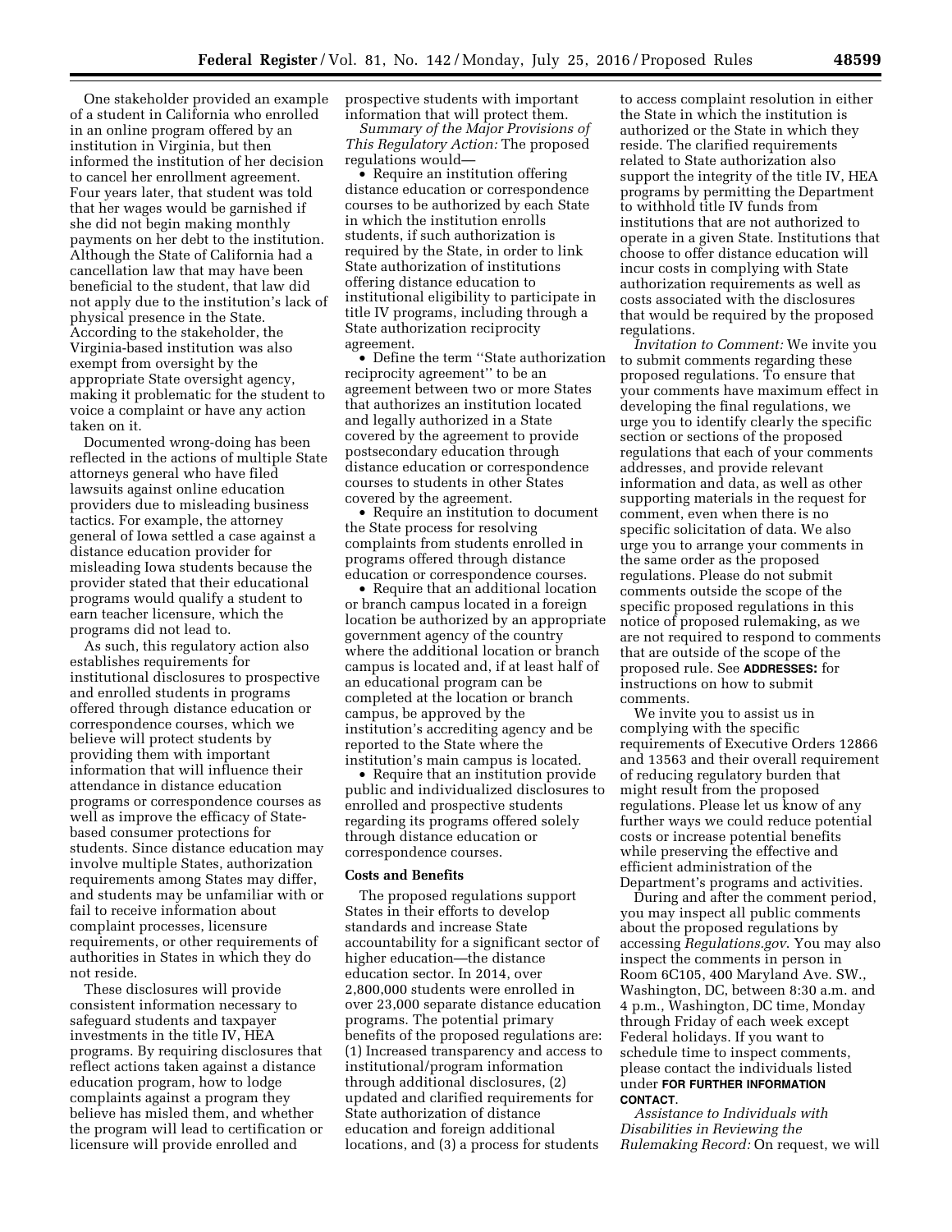One stakeholder provided an example of a student in California who enrolled in an online program offered by an institution in Virginia, but then informed the institution of her decision to cancel her enrollment agreement. Four years later, that student was told that her wages would be garnished if she did not begin making monthly payments on her debt to the institution. Although the State of California had a cancellation law that may have been beneficial to the student, that law did not apply due to the institution's lack of physical presence in the State. According to the stakeholder, the Virginia-based institution was also exempt from oversight by the appropriate State oversight agency, making it problematic for the student to voice a complaint or have any action taken on it.

Documented wrong-doing has been reflected in the actions of multiple State attorneys general who have filed lawsuits against online education providers due to misleading business tactics. For example, the attorney general of Iowa settled a case against a distance education provider for misleading Iowa students because the provider stated that their educational programs would qualify a student to earn teacher licensure, which the programs did not lead to.

As such, this regulatory action also establishes requirements for institutional disclosures to prospective and enrolled students in programs offered through distance education or correspondence courses, which we believe will protect students by providing them with important information that will influence their attendance in distance education programs or correspondence courses as well as improve the efficacy of State-based consumer protections for students. Since distance education may involve multiple States, authorization requirements among States may differ, and students may be unfamiliar with or fail to receive information about complaint processes, licensure requirements, or other requirements of authorities in States in which they do not reside.

These disclosures will provide consistent information necessary to safeguard students and taxpayer investments in the title IV, HEA programs. By requiring disclosures that reflect actions taken against a distance education program, how to lodge complaints against a program they believe has misled them, and whether the program will lead to certification or licensure will provide enrolled and prospective students with important information that will protect them.

*Summary of the Major Provisions of This Regulatory Action:* The proposed regulations would—

- Require an institution offering distance education or correspondence courses to be authorized by each State in which the institution enrolls students, if such authorization is required by the State, in order to link State authorization of institutions offering distance education to institutional eligibility to participate in title IV programs, including through a State authorization reciprocity agreement.
- Define the term "State authorization reciprocity agreement" to be an agreement between two or more States that authorizes an institution located and legally authorized in a State covered by the agreement to provide postsecondary education through distance education or correspondence courses to students in other States covered by the agreement.
- Require an institution to document the State process for resolving complaints from students enrolled in programs offered through distance education or correspondence courses.
- Require that an additional location or branch campus located in a foreign location be authorized by an appropriate government agency of the country where the additional location or branch campus is located and, if at least half of an educational program can be completed at the location or branch campus, be approved by the institution's accrediting agency and be reported to the State where the institution's main campus is located.
- Require that an institution provide public and individualized disclosures to enrolled and prospective students regarding its programs offered solely through distance education or correspondence courses.

**Costs and Benefits**

The proposed regulations support States in their efforts to develop standards and increase State accountability for a significant sector of higher education—the distance education sector. In 2014, over 2,800,000 students were enrolled in over 23,000 separate distance education programs. The potential primary benefits of the proposed regulations are: (1) Increased transparency and access to institutional/program information through additional disclosures, (2) updated and clarified requirements for State authorization of distance education and foreign additional locations, and (3) a process for students to access complaint resolution in either the State in which the institution is authorized or the State in which they reside. The clarified requirements related to State authorization also support the integrity of the title IV, HEA programs by permitting the Department to withhold title IV funds from institutions that are not authorized to operate in a given State. Institutions that choose to offer distance education will incur costs in complying with State authorization requirements as well as costs associated with the disclosures that would be required by the proposed regulations.

*Invitation to Comment:* We invite you to submit comments regarding these proposed regulations. To ensure that your comments have maximum effect in developing the final regulations, we urge you to identify clearly the specific section or sections of the proposed regulations that each of your comments addresses, and provide relevant information and data, as well as other supporting materials in the request for comment, even when there is no specific solicitation of data. We also urge you to arrange your comments in the same order as the proposed regulations. Please do not submit comments outside the scope of the specific proposed regulations in this notice of proposed rulemaking, as we are not required to respond to comments that are outside of the scope of the proposed rule. See **ADDRESSES:** for instructions on how to submit comments.

We invite you to assist us in complying with the specific requirements of Executive Orders 12866 and 13563 and their overall requirement of reducing regulatory burden that might result from the proposed regulations. Please let us know of any further ways we could reduce potential costs or increase potential benefits while preserving the effective and efficient administration of the Department's programs and activities.

During and after the comment period, you may inspect all public comments about the proposed regulations by accessing *Regulations.gov*. You may also inspect the comments in person in Room 6C105, 400 Maryland Ave. SW., Washington, DC, between 8:30 a.m. and 4 p.m., Washington, DC time, Monday through Friday of each week except Federal holidays. If you want to schedule time to inspect comments, please contact the individuals listed under **FOR FURTHER INFORMATION CONTACT**.

*Assistance to Individuals with Disabilities in Reviewing the Rulemaking Record:* On request, we will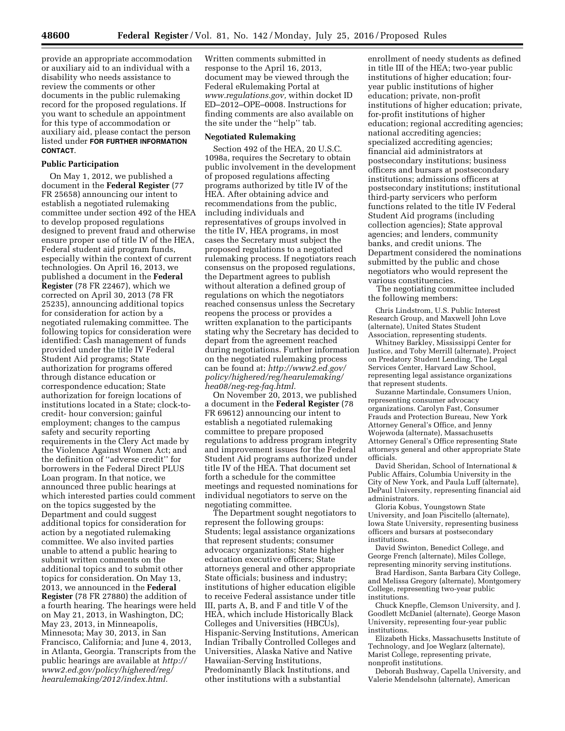provide an appropriate accommodation or auxiliary aid to an individual with a disability who needs assistance to review the comments or other documents in the public rulemaking record for the proposed regulations. If you want to schedule an appointment for this type of accommodation or auxiliary aid, please contact the person listed under **FOR FURTHER INFORMATION CONTACT**.

### Public Participation

On May 1, 2012, we published a document in the **Federal Register** (77 FR 25658) announcing our intent to establish a negotiated rulemaking committee under section 492 of the HEA to develop proposed regulations designed to prevent fraud and otherwise ensure proper use of title IV of the HEA, Federal student aid program funds, especially within the context of current technologies. On April 16, 2013, we published a document in the **Federal Register** (78 FR 22467), which we corrected on April 30, 2013 (78 FR 25235), announcing additional topics for consideration for action by a negotiated rulemaking committee. The following topics for consideration were identified: Cash management of funds provided under the title IV Federal Student Aid programs; State authorization for programs offered through distance education or correspondence education; State authorization for foreign locations of institutions located in a State; clock-to-credit- hour conversion; gainful employment; changes to the campus safety and security reporting requirements in the Clery Act made by the Violence Against Women Act; and the definition of ''adverse credit'' for borrowers in the Federal Direct PLUS Loan program. In that notice, we announced three public hearings at which interested parties could comment on the topics suggested by the Department and could suggest additional topics for consideration for action by a negotiated rulemaking committee. We also invited parties unable to attend a public hearing to submit written comments on the additional topics and to submit other topics for consideration. On May 13, 2013, we announced in the **Federal Register** (78 FR 27880) the addition of a fourth hearing. The hearings were held on May 21, 2013, in Washington, DC; May 23, 2013, in Minneapolis, Minnesota; May 30, 2013, in San Francisco, California; and June 4, 2013, in Atlanta, Georgia. Transcripts from the public hearings are available at *http://www2.ed.gov/policy/highered/reg/hearulemaking/2012/index.html.*

Written comments submitted in response to the April 16, 2013, document may be viewed through the Federal eRulemaking Portal at *www.regulations.gov,* within docket ID ED–2012–OPE–0008. Instructions for finding comments are also available on the site under the ''help'' tab.

### Negotiated Rulemaking

Section 492 of the HEA, 20 U.S.C. 1098a, requires the Secretary to obtain public involvement in the development of proposed regulations affecting programs authorized by title IV of the HEA. After obtaining advice and recommendations from the public, including individuals and representatives of groups involved in the title IV, HEA programs, in most cases the Secretary must subject the proposed regulations to a negotiated rulemaking process. If negotiators reach consensus on the proposed regulations, the Department agrees to publish without alteration a defined group of regulations on which the negotiators reached consensus unless the Secretary reopens the process or provides a written explanation to the participants stating why the Secretary has decided to depart from the agreement reached during negotiations. Further information on the negotiated rulemaking process can be found at: *http://www2.ed.gov/policy/highered/reg/hearulemaking/hea08/neg-reg-faq.html.*

On November 20, 2013, we published a document in the **Federal Register** (78 FR 69612) announcing our intent to establish a negotiated rulemaking committee to prepare proposed regulations to address program integrity and improvement issues for the Federal Student Aid programs authorized under title IV of the HEA. That document set forth a schedule for the committee meetings and requested nominations for individual negotiators to serve on the negotiating committee.

The Department sought negotiators to represent the following groups: Students; legal assistance organizations that represent students; consumer advocacy organizations; State higher education executive officers; State attorneys general and other appropriate State officials; business and industry; institutions of higher education eligible to receive Federal assistance under title III, parts A, B, and F and title V of the HEA, which include Historically Black Colleges and Universities (HBCUs), Hispanic-Serving Institutions, American Indian Tribally Controlled Colleges and Universities, Alaska Native and Native Hawaiian-Serving Institutions, Predominantly Black Institutions, and other institutions with a substantial enrollment of needy students as defined in title III of the HEA; two-year public institutions of higher education; four-year public institutions of higher education; private, non-profit institutions of higher education; private, for-profit institutions of higher education; regional accrediting agencies; national accrediting agencies; specialized accrediting agencies; financial aid administrators at postsecondary institutions; business officers and bursars at postsecondary institutions; admissions officers at postsecondary institutions; institutional third-party servicers who perform functions related to the title IV Federal Student Aid programs (including collection agencies); State approval agencies; and lenders, community banks, and credit unions. The Department considered the nominations submitted by the public and chose negotiators who would represent the various constituencies.

The negotiating committee included the following members:

Chris Lindstrom, U.S. Public Interest Research Group, and Maxwell John Love (alternate), United States Student Association, representing students.

Whitney Barkley, Mississippi Center for Justice, and Toby Merrill (alternate), Project on Predatory Student Lending, The Legal Services Center, Harvard Law School, representing legal assistance organizations that represent students.

Suzanne Martindale, Consumers Union, representing consumer advocacy organizations. Carolyn Fast, Consumer Frauds and Protection Bureau, New York Attorney General's Office, and Jenny Wojewoda (alternate), Massachusetts Attorney General's Office representing State attorneys general and other appropriate State officials.

David Sheridan, School of International & Public Affairs, Columbia University in the City of New York, and Paula Luff (alternate), DePaul University, representing financial aid administrators.

Gloria Kobus, Youngstown State University, and Joan Piscitello (alternate), Iowa State University, representing business officers and bursars at postsecondary institutions.

David Swinton, Benedict College, and George French (alternate), Miles College, representing minority serving institutions.

Brad Hardison, Santa Barbara City College, and Melissa Gregory (alternate), Montgomery College, representing two-year public institutions.

Chuck Knepfle, Clemson University, and J. Goodlett McDaniel (alternate), George Mason University, representing four-year public institutions.

Elizabeth Hicks, Massachusetts Institute of Technology, and Joe Weglarz (alternate), Marist College, representing private, nonprofit institutions.

Deborah Bushway, Capella University, and Valerie Mendelsohn (alternate), American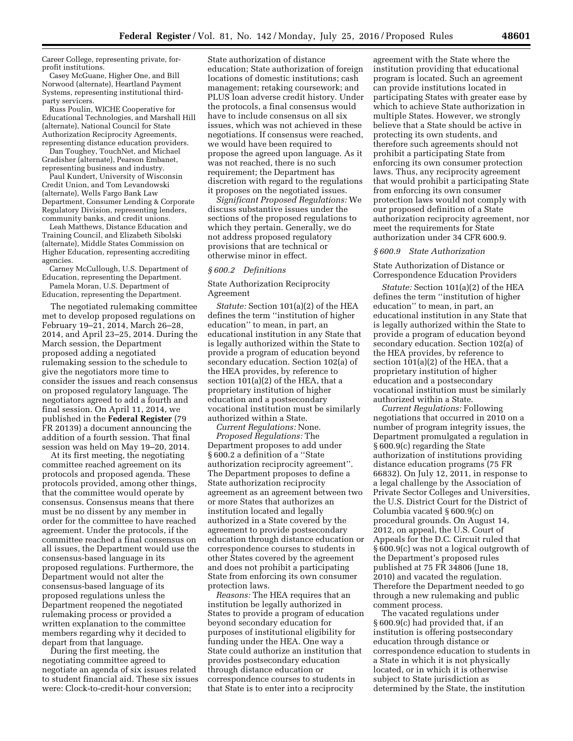Career College, representing private, for-profit institutions.

Casey McGuane, Higher One, and Bill Norwood (alternate), Heartland Payment Systems, representing institutional third-party servicers.

Russ Poulin, WICHE Cooperative for Educational Technologies, and Marshall Hill (alternate), National Council for State Authorization Reciprocity Agreements, representing distance education providers.

Dan Toughey, TouchNet, and Michael Gradisher (alternate), Pearson Embanet, representing business and industry.

Paul Kundert, University of Wisconsin Credit Union, and Tom Levandowski (alternate), Wells Fargo Bank Law Department, Consumer Lending & Corporate Regulatory Division, representing lenders, community banks, and credit unions.

Leah Matthews, Distance Education and Training Council, and Elizabeth Sibolski (alternate), Middle States Commission on Higher Education, representing accrediting agencies.

Carney McCullough, U.S. Department of Education, representing the Department.

Pamela Moran, U.S. Department of Education, representing the Department.

The negotiated rulemaking committee met to develop proposed regulations on February 19–21, 2014, March 26–28, 2014, and April 23–25, 2014. During the March session, the Department proposed adding a negotiated rulemaking session to the schedule to give the negotiators more time to consider the issues and reach consensus on proposed regulatory language. The negotiators agreed to add a fourth and final session. On April 11, 2014, we published in the **Federal Register** (79 FR 20139) a document announcing the addition of a fourth session. That final session was held on May 19–20, 2014.

At its first meeting, the negotiating committee reached agreement on its protocols and proposed agenda. These protocols provided, among other things, that the committee would operate by consensus. Consensus means that there must be no dissent by any member in order for the committee to have reached agreement. Under the protocols, if the committee reached a final consensus on all issues, the Department would use the consensus-based language in its proposed regulations. Furthermore, the Department would not alter the consensus-based language of its proposed regulations unless the Department reopened the negotiated rulemaking process or provided a written explanation to the committee members regarding why it decided to depart from that language.

During the first meeting, the negotiating committee agreed to negotiate an agenda of six issues related to student financial aid. These six issues were: Clock-to-credit-hour conversion; State authorization of distance education; State authorization of foreign locations of domestic institutions; cash management; retaking coursework; and PLUS loan adverse credit history. Under the protocols, a final consensus would have to include consensus on all six issues, which was not achieved in these negotiations. If consensus were reached, we would have been required to propose the agreed upon language. As it was not reached, there is no such requirement; the Department has discretion with regard to the regulations it proposes on the negotiated issues.

*Significant Proposed Regulations:* We discuss substantive issues under the sections of the proposed regulations to which they pertain. Generally, we do not address proposed regulatory provisions that are technical or otherwise minor in effect.

### *§ 600.2 Definitions*

State Authorization Reciprocity Agreement

*Statute:* Section 101(a)(2) of the HEA defines the term ''institution of higher education'' to mean, in part, an educational institution in any State that is legally authorized within the State to provide a program of education beyond secondary education. Section 102(a) of the HEA provides, by reference to section 101(a)(2) of the HEA, that a proprietary institution of higher education and a postsecondary vocational institution must be similarly authorized within a State.

*Current Regulations:* None.

*Proposed Regulations:* The Department proposes to add under § 600.2 a definition of a ''State authorization reciprocity agreement''. The Department proposes to define a State authorization reciprocity agreement as an agreement between two or more States that authorizes an institution located and legally authorized in a State covered by the agreement to provide postsecondary education through distance education or correspondence courses to students in other States covered by the agreement and does not prohibit a participating State from enforcing its own consumer protection laws.

*Reasons:* The HEA requires that an institution be legally authorized in States to provide a program of education beyond secondary education for purposes of institutional eligibility for funding under the HEA. One way a State could authorize an institution that provides postsecondary education through distance education or correspondence courses to students in that State is to enter into a reciprocity agreement with the State where the institution providing that educational program is located. Such an agreement can provide institutions located in participating States with greater ease by which to achieve State authorization in multiple States. However, we strongly believe that a State should be active in protecting its own students, and therefore such agreements should not prohibit a participating State from enforcing its own consumer protection laws. Thus, any reciprocity agreement that would prohibit a participating State from enforcing its own consumer protection laws would not comply with our proposed definition of a State authorization reciprocity agreement, nor meet the requirements for State authorization under 34 CFR 600.9.

### *§ 600.9 State Authorization*

State Authorization of Distance or Correspondence Education Providers

*Statute:* Section 101(a)(2) of the HEA defines the term ''institution of higher education'' to mean, in part, an educational institution in any State that is legally authorized within the State to provide a program of education beyond secondary education. Section 102(a) of the HEA provides, by reference to section 101(a)(2) of the HEA, that a proprietary institution of higher education and a postsecondary vocational institution must be similarly authorized within a State.

*Current Regulations:* Following negotiations that occurred in 2010 on a number of program integrity issues, the Department promulgated a regulation in § 600.9(c) regarding the State authorization of institutions providing distance education programs (75 FR 66832). On July 12, 2011, in response to a legal challenge by the Association of Private Sector Colleges and Universities, the U.S. District Court for the District of Columbia vacated § 600.9(c) on procedural grounds. On August 14, 2012, on appeal, the U.S. Court of Appeals for the D.C. Circuit ruled that § 600.9(c) was not a logical outgrowth of the Department's proposed rules published at 75 FR 34806 (June 18, 2010) and vacated the regulation. Therefore the Department needed to go through a new rulemaking and public comment process.

The vacated regulations under § 600.9(c) had provided that, if an institution is offering postsecondary education through distance or correspondence education to students in a State in which it is not physically located, or in which it is otherwise subject to State jurisdiction as determined by the State, the institution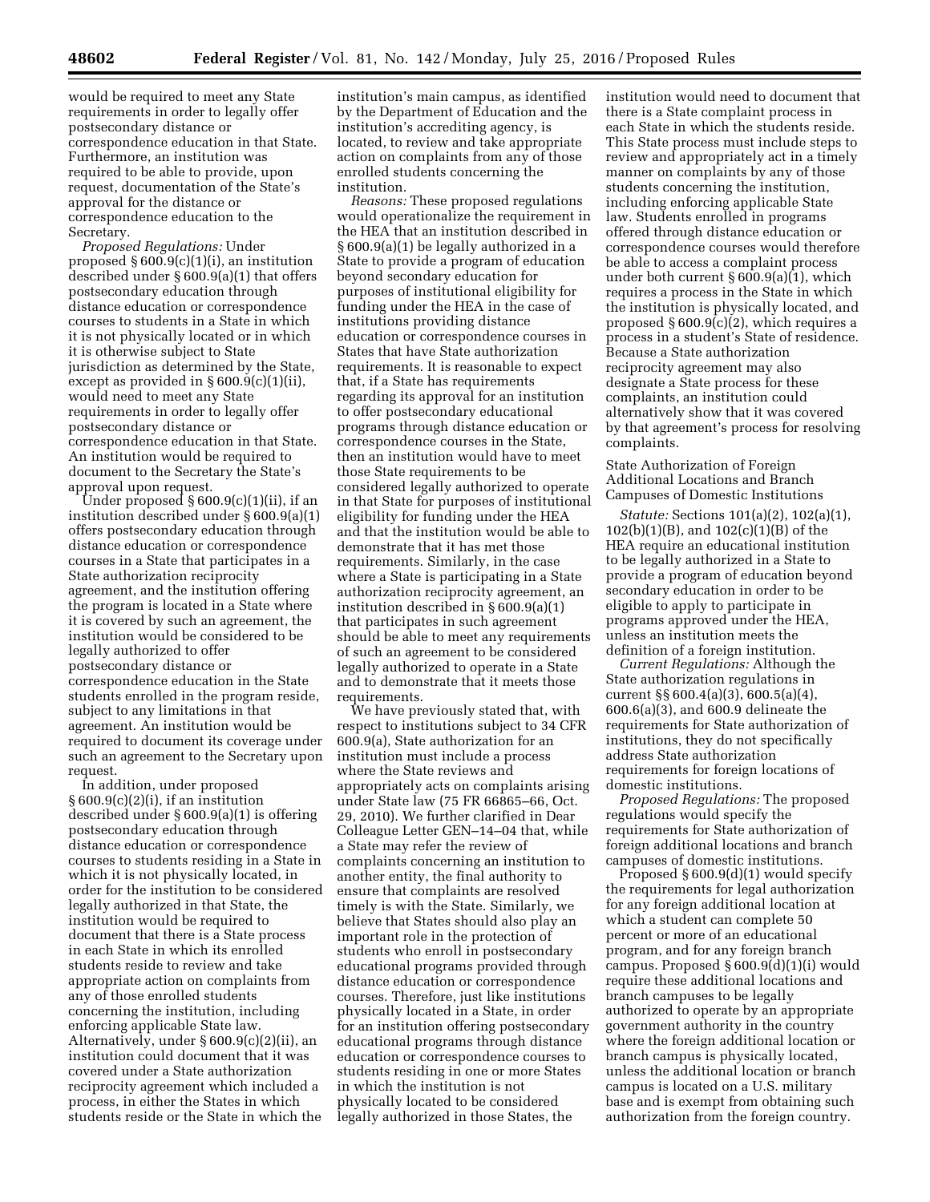would be required to meet any State requirements in order to legally offer postsecondary distance or correspondence education in that State. Furthermore, an institution was required to be able to provide, upon request, documentation of the State's approval for the distance or correspondence education to the Secretary.

*Proposed Regulations:* Under proposed § 600.9(c)(1)(i), an institution described under § 600.9(a)(1) that offers postsecondary education through distance education or correspondence courses to students in a State in which it is not physically located or in which it is otherwise subject to State jurisdiction as determined by the State, except as provided in § 600.9(c)(1)(ii), would need to meet any State requirements in order to legally offer postsecondary distance or correspondence education in that State. An institution would be required to document to the Secretary the State's approval upon request.

Under proposed § 600.9(c)(1)(ii), if an institution described under § 600.9(a)(1) offers postsecondary education through distance education or correspondence courses in a State that participates in a State authorization reciprocity agreement, and the institution offering the program is located in a State where it is covered by such an agreement, the institution would be considered to be legally authorized to offer postsecondary distance or correspondence education in the State students enrolled in the program reside, subject to any limitations in that agreement. An institution would be required to document its coverage under such an agreement to the Secretary upon request.

In addition, under proposed § 600.9(c)(2)(i), if an institution described under § 600.9(a)(1) is offering postsecondary education through distance education or correspondence courses to students residing in a State in which it is not physically located, in order for the institution to be considered legally authorized in that State, the institution would be required to document that there is a State process in each State in which its enrolled students reside to review and take appropriate action on complaints from any of those enrolled students concerning the institution, including enforcing applicable State law. Alternatively, under § 600.9(c)(2)(ii), an institution could document that it was covered under a State authorization reciprocity agreement which included a process, in either the States in which students reside or the State in which the institution's main campus, as identified by the Department of Education and the institution's accrediting agency, is located, to review and take appropriate action on complaints from any of those enrolled students concerning the institution.

*Reasons:* These proposed regulations would operationalize the requirement in the HEA that an institution described in § 600.9(a)(1) be legally authorized in a State to provide a program of education beyond secondary education for purposes of institutional eligibility for funding under the HEA in the case of institutions providing distance education or correspondence courses in States that have State authorization requirements. It is reasonable to expect that, if a State has requirements regarding its approval for an institution to offer postsecondary educational programs through distance education or correspondence courses in the State, then an institution would have to meet those State requirements to be considered legally authorized to operate in that State for purposes of institutional eligibility for funding under the HEA and that the institution would be able to demonstrate that it has met those requirements. Similarly, in the case where a State is participating in a State authorization reciprocity agreement, an institution described in § 600.9(a)(1) that participates in such agreement should be able to meet any requirements of such an agreement to be considered legally authorized to operate in a State and to demonstrate that it meets those requirements.

We have previously stated that, with respect to institutions subject to 34 CFR 600.9(a), State authorization for an institution must include a process where the State reviews and appropriately acts on complaints arising under State law (75 FR 66865–66, Oct. 29, 2010). We further clarified in Dear Colleague Letter GEN–14–04 that, while a State may refer the review of complaints concerning an institution to another entity, the final authority to ensure that complaints are resolved timely is with the State. Similarly, we believe that States should also play an important role in the protection of students who enroll in postsecondary educational programs provided through distance education or correspondence courses. Therefore, just like institutions physically located in a State, in order for an institution offering postsecondary educational programs through distance education or correspondence courses to students residing in one or more States in which the institution is not physically located to be considered legally authorized in those States, the institution would need to document that there is a State complaint process in each State in which the students reside. This State process must include steps to review and appropriately act in a timely manner on complaints by any of those students concerning the institution, including enforcing applicable State law. Students enrolled in programs offered through distance education or correspondence courses would therefore be able to access a complaint process under both current § 600.9(a)(1), which requires a process in the State in which the institution is physically located, and proposed § 600.9(c)(2), which requires a process in a student's State of residence. Because a State authorization reciprocity agreement may also designate a State process for these complaints, an institution could alternatively show that it was covered by that agreement's process for resolving complaints.

State Authorization of Foreign Additional Locations and Branch Campuses of Domestic Institutions

*Statute:* Sections 101(a)(2), 102(a)(1), 102(b)(1)(B), and 102(c)(1)(B) of the HEA require an educational institution to be legally authorized in a State to provide a program of education beyond secondary education in order to be eligible to apply to participate in programs approved under the HEA, unless an institution meets the definition of a foreign institution.

*Current Regulations:* Although the State authorization regulations in current §§ 600.4(a)(3), 600.5(a)(4), 600.6(a)(3), and 600.9 delineate the requirements for State authorization of institutions, they do not specifically address State authorization requirements for foreign locations of domestic institutions.

*Proposed Regulations:* The proposed regulations would specify the requirements for State authorization of foreign additional locations and branch campuses of domestic institutions.

Proposed § 600.9(d)(1) would specify the requirements for legal authorization for any foreign additional location at which a student can complete 50 percent or more of an educational program, and for any foreign branch campus. Proposed § 600.9(d)(1)(i) would require these additional locations and branch campuses to be legally authorized to operate by an appropriate government authority in the country where the foreign additional location or branch campus is physically located, unless the additional location or branch campus is located on a U.S. military base and is exempt from obtaining such authorization from the foreign country.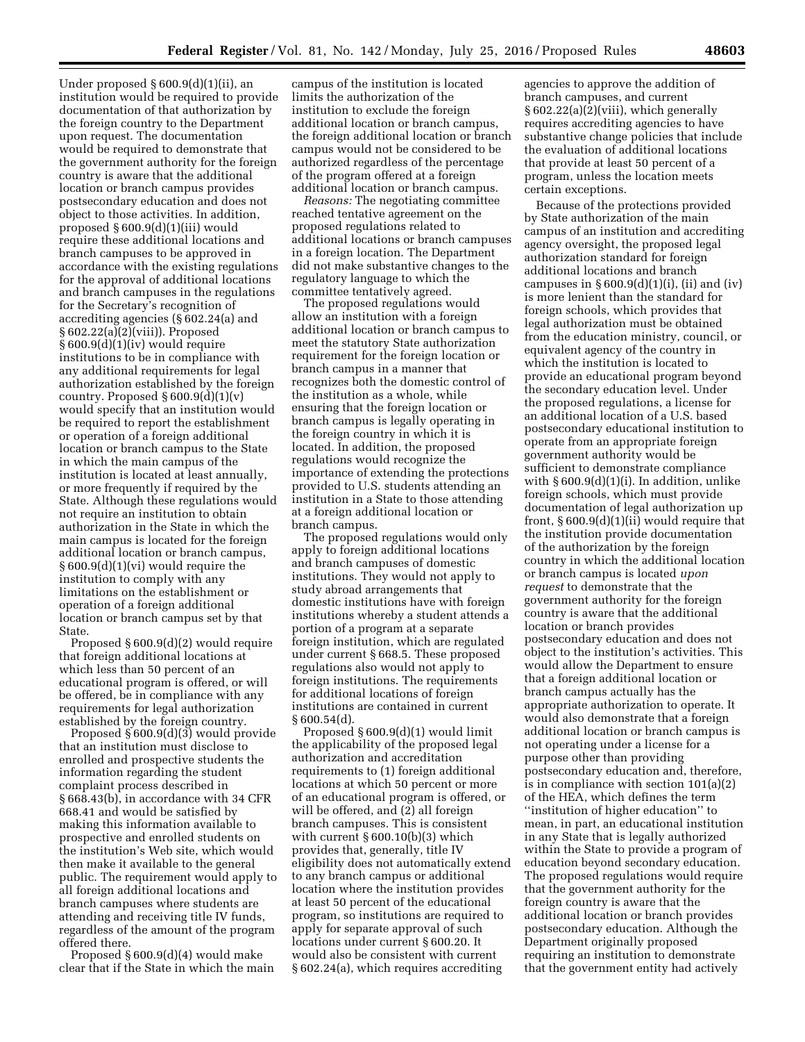Under proposed § 600.9(d)(1)(ii), an institution would be required to provide documentation of that authorization by the foreign country to the Department upon request. The documentation would be required to demonstrate that the government authority for the foreign country is aware that the additional location or branch campus provides postsecondary education and does not object to those activities. In addition, proposed § 600.9(d)(1)(iii) would require these additional locations and branch campuses to be approved in accordance with the existing regulations for the approval of additional locations and branch campuses in the regulations for the Secretary's recognition of accrediting agencies (§ 602.24(a) and § 602.22(a)(2)(viii)). Proposed § 600.9(d)(1)(iv) would require institutions to be in compliance with any additional requirements for legal authorization established by the foreign country. Proposed § 600.9(d)(1)(v) would specify that an institution would be required to report the establishment or operation of a foreign additional location or branch campus to the State in which the main campus of the institution is located at least annually, or more frequently if required by the State. Although these regulations would not require an institution to obtain authorization in the State in which the main campus is located for the foreign additional location or branch campus, § 600.9(d)(1)(vi) would require the institution to comply with any limitations on the establishment or operation of a foreign additional location or branch campus set by that State.

Proposed § 600.9(d)(2) would require that foreign additional locations at which less than 50 percent of an educational program is offered, or will be offered, be in compliance with any requirements for legal authorization established by the foreign country.

Proposed § 600.9(d)(3) would provide that an institution must disclose to enrolled and prospective students the information regarding the student complaint process described in § 668.43(b), in accordance with 34 CFR 668.41 and would be satisfied by making this information available to prospective and enrolled students on the institution's Web site, which would then make it available to the general public. The requirement would apply to all foreign additional locations and branch campuses where students are attending and receiving title IV funds, regardless of the amount of the program offered there.

Proposed § 600.9(d)(4) would make clear that if the State in which the main campus of the institution is located limits the authorization of the institution to exclude the foreign additional location or branch campus, the foreign additional location or branch campus would not be considered to be authorized regardless of the percentage of the program offered at a foreign additional location or branch campus.

*Reasons:* The negotiating committee reached tentative agreement on the proposed regulations related to additional locations or branch campuses in a foreign location. The Department did not make substantive changes to the regulatory language to which the committee tentatively agreed.

The proposed regulations would allow an institution with a foreign additional location or branch campus to meet the statutory State authorization requirement for the foreign location or branch campus in a manner that recognizes both the domestic control of the institution as a whole, while ensuring that the foreign location or branch campus is legally operating in the foreign country in which it is located. In addition, the proposed regulations would recognize the importance of extending the protections provided to U.S. students attending an institution in a State to those attending at a foreign additional location or branch campus.

The proposed regulations would only apply to foreign additional locations and branch campuses of domestic institutions. They would not apply to study abroad arrangements that domestic institutions have with foreign institutions whereby a student attends a portion of a program at a separate foreign institution, which are regulated under current § 668.5. These proposed regulations also would not apply to foreign institutions. The requirements for additional locations of foreign institutions are contained in current § 600.54(d).

Proposed § 600.9(d)(1) would limit the applicability of the proposed legal authorization and accreditation requirements to (1) foreign additional locations at which 50 percent or more of an educational program is offered, or will be offered, and (2) all foreign branch campuses. This is consistent with current § 600.10(b)(3) which provides that, generally, title IV eligibility does not automatically extend to any branch campus or additional location where the institution provides at least 50 percent of the educational program, so institutions are required to apply for separate approval of such locations under current § 600.20. It would also be consistent with current § 602.24(a), which requires accrediting agencies to approve the addition of branch campuses, and current § 602.22(a)(2)(viii), which generally requires accrediting agencies to have substantive change policies that include the evaluation of additional locations that provide at least 50 percent of a program, unless the location meets certain exceptions.

Because of the protections provided by State authorization of the main campus of an institution and accrediting agency oversight, the proposed legal authorization standard for foreign additional locations and branch campuses in § 600.9(d)(1)(i), (ii) and (iv) is more lenient than the standard for foreign schools, which provides that legal authorization must be obtained from the education ministry, council, or equivalent agency of the country in which the institution is located to provide an educational program beyond the secondary education level. Under the proposed regulations, a license for an additional location of a U.S. based postsecondary educational institution to operate from an appropriate foreign government authority would be sufficient to demonstrate compliance with § 600.9(d)(1)(i). In addition, unlike foreign schools, which must provide documentation of legal authorization up front, § 600.9(d)(1)(ii) would require that the institution provide documentation of the authorization by the foreign country in which the additional location or branch campus is located *upon request* to demonstrate that the government authority for the foreign country is aware that the additional location or branch provides postsecondary education and does not object to the institution's activities. This would allow the Department to ensure that a foreign additional location or branch campus actually has the appropriate authorization to operate. It would also demonstrate that a foreign additional location or branch campus is not operating under a license for a purpose other than providing postsecondary education and, therefore, is in compliance with section 101(a)(2) of the HEA, which defines the term "institution of higher education" to mean, in part, an educational institution in any State that is legally authorized within the State to provide a program of education beyond secondary education. The proposed regulations would require that the government authority for the foreign country is aware that the additional location or branch provides postsecondary education. Although the Department originally proposed requiring an institution to demonstrate that the government entity had actively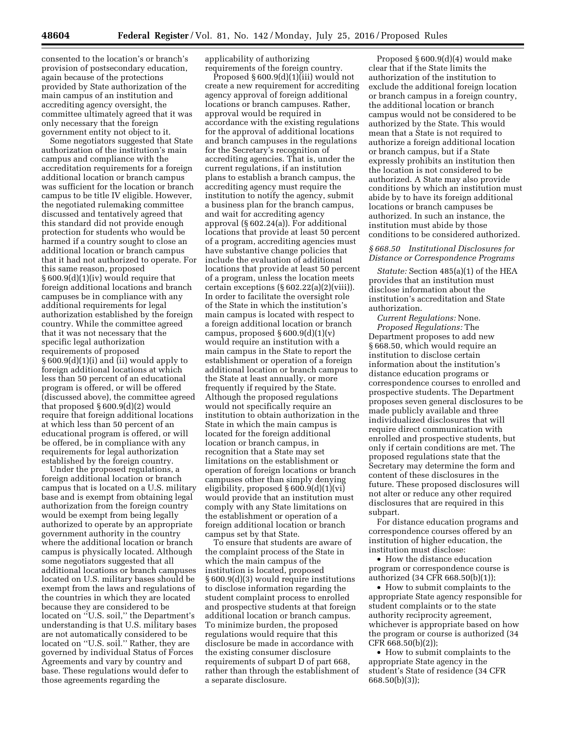consented to the location's or branch's provision of postsecondary education, again because of the protections provided by State authorization of the main campus of an institution and accrediting agency oversight, the committee ultimately agreed that it was only necessary that the foreign government entity not object to it.

Some negotiators suggested that State authorization of the institution's main campus and compliance with the accreditation requirements for a foreign additional location or branch campus was sufficient for the location or branch campus to be title IV eligible. However, the negotiated rulemaking committee discussed and tentatively agreed that this standard did not provide enough protection for students who would be harmed if a country sought to close an additional location or branch campus that it had not authorized to operate. For this same reason, proposed § 600.9(d)(1)(iv) would require that foreign additional locations and branch campuses be in compliance with any additional requirements for legal authorization established by the foreign country. While the committee agreed that it was not necessary that the specific legal authorization requirements of proposed § 600.9(d)(1)(i) and (ii) would apply to foreign additional locations at which less than 50 percent of an educational program is offered, or will be offered (discussed above), the committee agreed that proposed § 600.9(d)(2) would require that foreign additional locations at which less than 50 percent of an educational program is offered, or will be offered, be in compliance with any requirements for legal authorization established by the foreign country.

Under the proposed regulations, a foreign additional location or branch campus that is located on a U.S. military base and is exempt from obtaining legal authorization from the foreign country would be exempt from being legally authorized to operate by an appropriate government authority in the country where the additional location or branch campus is physically located. Although some negotiators suggested that all additional locations or branch campuses located on U.S. military bases should be exempt from the laws and regulations of the countries in which they are located because they are considered to be located on "U.S. soil," the Department's understanding is that U.S. military bases are not automatically considered to be located on "U.S. soil." Rather, they are governed by individual Status of Forces Agreements and vary by country and base. These regulations would defer to those agreements regarding the applicability of authorizing requirements of the foreign country.

Proposed § 600.9(d)(1)(iii) would not create a new requirement for accrediting agency approval of foreign additional locations or branch campuses. Rather, approval would be required in accordance with the existing regulations for the approval of additional locations and branch campuses in the regulations for the Secretary's recognition of accrediting agencies. That is, under the current regulations, if an institution plans to establish a branch campus, the accrediting agency must require the institution to notify the agency, submit a business plan for the branch campus, and wait for accrediting agency approval (§ 602.24(a)). For additional locations that provide at least 50 percent of a program, accrediting agencies must have substantive change policies that include the evaluation of additional locations that provide at least 50 percent of a program, unless the location meets certain exceptions (§ 602.22(a)(2)(viii)). In order to facilitate the oversight role of the State in which the institution's main campus is located with respect to a foreign additional location or branch campus, proposed § 600.9(d)(1)(v) would require an institution with a main campus in the State to report the establishment or operation of a foreign additional location or branch campus to the State at least annually, or more frequently if required by the State. Although the proposed regulations would not specifically require an institution to obtain authorization in the State in which the main campus is located for the foreign additional location or branch campus, in recognition that a State may set limitations on the establishment or operation of foreign locations or branch campuses other than simply denying eligibility, proposed § 600.9(d)(1)(vi) would provide that an institution must comply with any State limitations on the establishment or operation of a foreign additional location or branch campus set by that State.

To ensure that students are aware of the complaint process of the State in which the main campus of the institution is located, proposed § 600.9(d)(3) would require institutions to disclose information regarding the student complaint process to enrolled and prospective students at that foreign additional location or branch campus. To minimize burden, the proposed regulations would require that this disclosure be made in accordance with the existing consumer disclosure requirements of subpart D of part 668, rather than through the establishment of a separate disclosure.

Proposed § 600.9(d)(4) would make clear that if the State limits the authorization of the institution to exclude the additional foreign location or branch campus in a foreign country, the additional location or branch campus would not be considered to be authorized by the State. This would mean that a State is not required to authorize a foreign additional location or branch campus, but if a State expressly prohibits an institution then the location is not considered to be authorized. A State may also provide conditions by which an institution must abide by to have its foreign additional locations or branch campuses be authorized. In such an instance, the institution must abide by those conditions to be considered authorized.

### *§ 668.50 Institutional Disclosures for Distance or Correspondence Programs*

*Statute:* Section 485(a)(1) of the HEA provides that an institution must disclose information about the institution's accreditation and State authorization.

*Current Regulations:* None.

*Proposed Regulations:* The Department proposes to add new § 668.50, which would require an institution to disclose certain information about the institution's distance education programs or correspondence courses to enrolled and prospective students. The Department proposes seven general disclosures to be made publicly available and three individualized disclosures that will require direct communication with enrolled and prospective students, but only if certain conditions are met. The proposed regulations state that the Secretary may determine the form and content of these disclosures in the future. These proposed disclosures will not alter or reduce any other required disclosures that are required in this subpart.

For distance education programs and correspondence courses offered by an institution of higher education, the institution must disclose:

- How the distance education program or correspondence course is authorized (34 CFR 668.50(b)(1));
- How to submit complaints to the appropriate State agency responsible for student complaints or to the state authority reciprocity agreement, whichever is appropriate based on how the program or course is authorized (34 CFR 668.50(b)(2));
- How to submit complaints to the appropriate State agency in the student's State of residence (34 CFR 668.50(b)(3));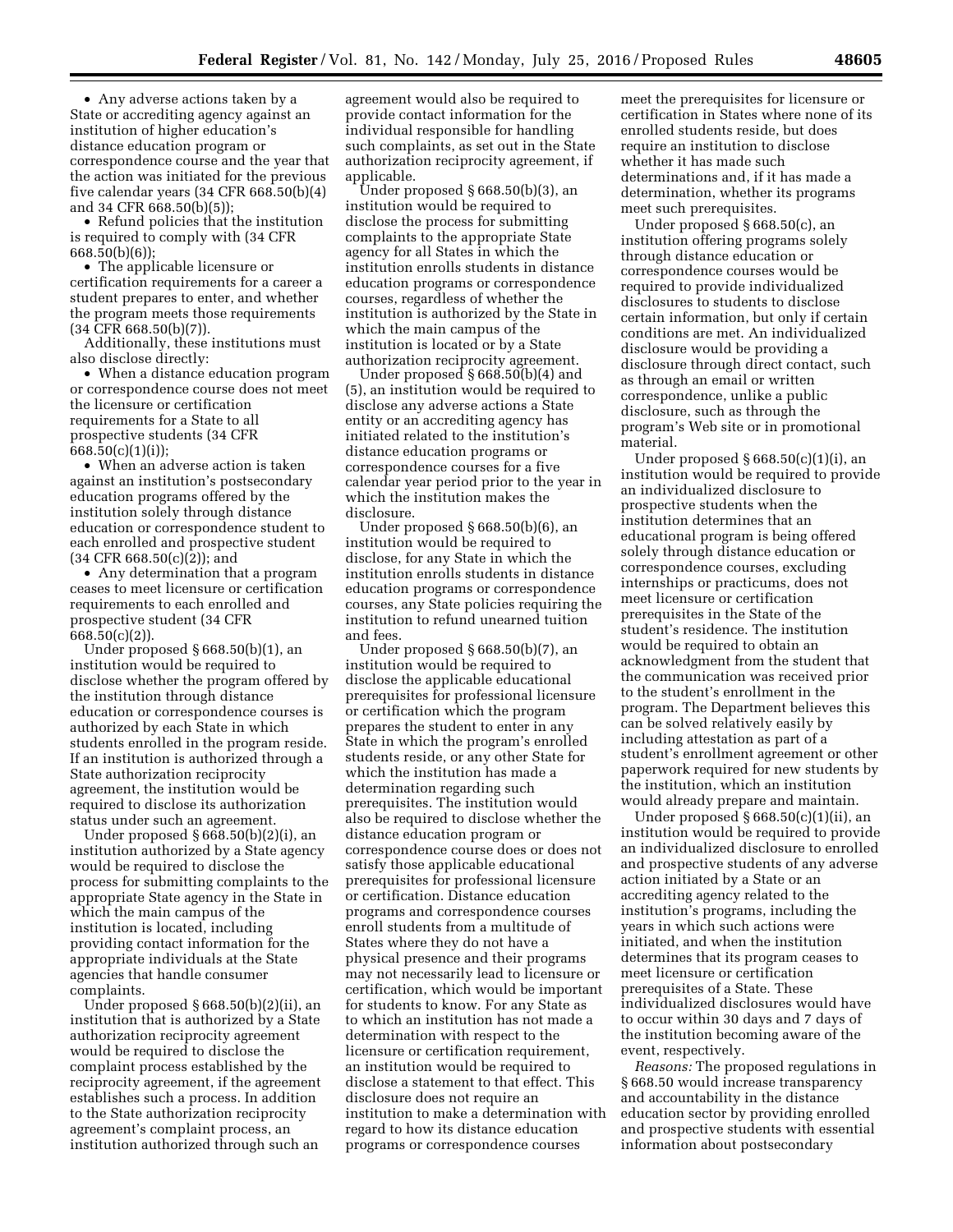- Any adverse actions taken by a State or accrediting agency against an institution of higher education's distance education program or correspondence course and the year that the action was initiated for the previous five calendar years (34 CFR 668.50(b)(4) and 34 CFR 668.50(b)(5));
- Refund policies that the institution is required to comply with (34 CFR 668.50(b)(6));
- The applicable licensure or certification requirements for a career a student prepares to enter, and whether the program meets those requirements (34 CFR 668.50(b)(7)).

Additionally, these institutions must also disclose directly:

- When a distance education program or correspondence course does not meet the licensure or certification requirements for a State to all prospective students (34 CFR 668.50(c)(1)(i));
- When an adverse action is taken against an institution's postsecondary education programs offered by the institution solely through distance education or correspondence student to each enrolled and prospective student (34 CFR 668.50(c)(2)); and
- Any determination that a program ceases to meet licensure or certification requirements to each enrolled and prospective student (34 CFR 668.50(c)(2)).

Under proposed § 668.50(b)(1), an institution would be required to disclose whether the program offered by the institution through distance education or correspondence courses is authorized by each State in which students enrolled in the program reside. If an institution is authorized through a State authorization reciprocity agreement, the institution would be required to disclose its authorization status under such an agreement.

Under proposed § 668.50(b)(2)(i), an institution authorized by a State agency would be required to disclose the process for submitting complaints to the appropriate State agency in the State in which the main campus of the institution is located, including providing contact information for the appropriate individuals at the State agencies that handle consumer complaints.

Under proposed § 668.50(b)(2)(ii), an institution that is authorized by a State authorization reciprocity agreement would be required to disclose the complaint process established by the reciprocity agreement, if the agreement establishes such a process. In addition to the State authorization reciprocity agreement's complaint process, an institution authorized through such an agreement would also be required to provide contact information for the individual responsible for handling such complaints, as set out in the State authorization reciprocity agreement, if applicable.

Under proposed § 668.50(b)(3), an institution would be required to disclose the process for submitting complaints to the appropriate State agency for all States in which the institution enrolls students in distance education programs or correspondence courses, regardless of whether the institution is authorized by the State in which the main campus of the institution is located or by a State authorization reciprocity agreement.

Under proposed § 668.50(b)(4) and (5), an institution would be required to disclose any adverse actions a State entity or an accrediting agency has initiated related to the institution's distance education programs or correspondence courses for a five calendar year period prior to the year in which the institution makes the disclosure.

Under proposed § 668.50(b)(6), an institution would be required to disclose, for any State in which the institution enrolls students in distance education programs or correspondence courses, any State policies requiring the institution to refund unearned tuition and fees.

Under proposed § 668.50(b)(7), an institution would be required to disclose the applicable educational prerequisites for professional licensure or certification which the program prepares the student to enter in any State in which the program's enrolled students reside, or any other State for which the institution has made a determination regarding such prerequisites. The institution would also be required to disclose whether the distance education program or correspondence course does or does not satisfy those applicable educational prerequisites for professional licensure or certification. Distance education programs and correspondence courses enroll students from a multitude of States where they do not have a physical presence and their programs may not necessarily lead to licensure or certification, which would be important for students to know. For any State as to which an institution has not made a determination with respect to the licensure or certification requirement, an institution would be required to disclose a statement to that effect. This disclosure does not require an institution to make a determination with regard to how its distance education programs or correspondence courses meet the prerequisites for licensure or certification in States where none of its enrolled students reside, but does require an institution to disclose whether it has made such determinations and, if it has made a determination, whether its programs meet such prerequisites.

Under proposed § 668.50(c), an institution offering programs solely through distance education or correspondence courses would be required to provide individualized disclosures to students to disclose certain information, but only if certain conditions are met. An individualized disclosure would be providing a disclosure through direct contact, such as through an email or written correspondence, unlike a public disclosure, such as through the program's Web site or in promotional material.

Under proposed § 668.50(c)(1)(i), an institution would be required to provide an individualized disclosure to prospective students when the institution determines that an educational program is being offered solely through distance education or correspondence courses, excluding internships or practicums, does not meet licensure or certification prerequisites in the State of the student's residence. The institution would be required to obtain an acknowledgment from the student that the communication was received prior to the student's enrollment in the program. The Department believes this can be solved relatively easily by including attestation as part of a student's enrollment agreement or other paperwork required for new students by the institution, which an institution would already prepare and maintain.

Under proposed § 668.50(c)(1)(ii), an institution would be required to provide an individualized disclosure to enrolled and prospective students of any adverse action initiated by a State or an accrediting agency related to the institution's programs, including the years in which such actions were initiated, and when the institution determines that its program ceases to meet licensure or certification prerequisites of a State. These individualized disclosures would have to occur within 30 days and 7 days of the institution becoming aware of the event, respectively.

*Reasons:* The proposed regulations in § 668.50 would increase transparency and accountability in the distance education sector by providing enrolled and prospective students with essential information about postsecondary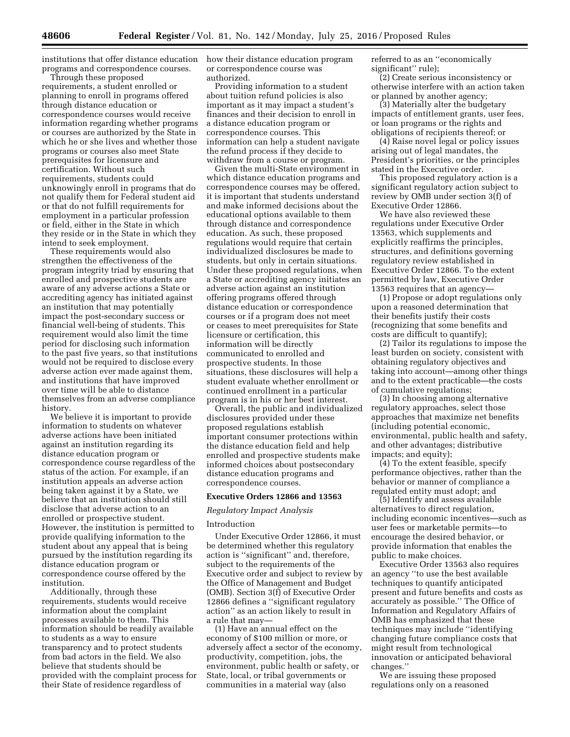institutions that offer distance education programs and correspondence courses.

Through these proposed requirements, a student enrolled or planning to enroll in programs offered through distance education or correspondence courses would receive information regarding whether programs or courses are authorized by the State in which he or she lives and whether those programs or courses also meet State prerequisites for licensure and certification. Without such requirements, students could unknowingly enroll in programs that do not qualify them for Federal student aid or that do not fulfill requirements for employment in a particular profession or field, either in the State in which they reside or in the State in which they intend to seek employment.

These requirements would also strengthen the effectiveness of the program integrity triad by ensuring that enrolled and prospective students are aware of any adverse actions a State or accrediting agency has initiated against an institution that may potentially impact the post-secondary success or financial well-being of students. This requirement would also limit the time period for disclosing such information to the past five years, so that institutions would not be required to disclose every adverse action ever made against them, and institutions that have improved over time will be able to distance themselves from an adverse compliance history.

We believe it is important to provide information to students on whatever adverse actions have been initiated against an institution regarding its distance education program or correspondence course regardless of the status of the action. For example, if an institution appeals an adverse action being taken against it by a State, we believe that an institution should still disclose that adverse action to an enrolled or prospective student. However, the institution is permitted to provide qualifying information to the student about any appeal that is being pursued by the institution regarding its distance education program or correspondence course offered by the institution.

Additionally, through these requirements, students would receive information about the complaint processes available to them. This information should be readily available to students as a way to ensure transparency and to protect students from bad actors in the field. We also believe that students should be provided with the complaint process for their State of residence regardless of how their distance education program or correspondence course was authorized.

Providing information to a student about tuition refund policies is also important as it may impact a student's finances and their decision to enroll in a distance education program or correspondence courses. This information can help a student navigate the refund process if they decide to withdraw from a course or program.

Given the multi-State environment in which distance education programs and correspondence courses may be offered, it is important that students understand and make informed decisions about the educational options available to them through distance and correspondence education. As such, these proposed regulations would require that certain individualized disclosures be made to students, but only in certain situations. Under these proposed regulations, when a State or accrediting agency initiates an adverse action against an institution offering programs offered through distance education or correspondence courses or if a program does not meet or ceases to meet prerequisites for State licensure or certification, this information will be directly communicated to enrolled and prospective students. In those situations, these disclosures will help a student evaluate whether enrollment or continued enrollment in a particular program is in his or her best interest.

Overall, the public and individualized disclosures provided under these proposed regulations establish important consumer protections within the distance education field and help enrolled and prospective students make informed choices about postsecondary distance education programs and correspondence courses.

## Executive Orders 12866 and 13563

*Regulatory Impact Analysis*

### Introduction

Under Executive Order 12866, it must be determined whether this regulatory action is "significant" and, therefore, subject to the requirements of the Executive order and subject to review by the Office of Management and Budget (OMB). Section 3(f) of Executive Order 12866 defines a "significant regulatory action" as an action likely to result in a rule that may—

(1) Have an annual effect on the economy of $100 million or more, or adversely affect a sector of the economy, productivity, competition, jobs, the environment, public health or safety, or State, local, or tribal governments or communities in a material way (also referred to as an "economically significant" rule);

(2) Create serious inconsistency or otherwise interfere with an action taken or planned by another agency;

(3) Materially alter the budgetary impacts of entitlement grants, user fees, or loan programs or the rights and obligations of recipients thereof; or

(4) Raise novel legal or policy issues arising out of legal mandates, the President's priorities, or the principles stated in the Executive order.

This proposed regulatory action is a significant regulatory action subject to review by OMB under section 3(f) of Executive Order 12866.

We have also reviewed these regulations under Executive Order 13563, which supplements and explicitly reaffirms the principles, structures, and definitions governing regulatory review established in Executive Order 12866. To the extent permitted by law, Executive Order 13563 requires that an agency—

(1) Propose or adopt regulations only upon a reasoned determination that their benefits justify their costs (recognizing that some benefits and costs are difficult to quantify);

(2) Tailor its regulations to impose the least burden on society, consistent with obtaining regulatory objectives and taking into account—among other things and to the extent practicable—the costs of cumulative regulations;

(3) In choosing among alternative regulatory approaches, select those approaches that maximize net benefits (including potential economic, environmental, public health and safety, and other advantages; distributive impacts; and equity);

(4) To the extent feasible, specify performance objectives, rather than the behavior or manner of compliance a regulated entity must adopt; and

(5) Identify and assess available alternatives to direct regulation, including economic incentives—such as user fees or marketable permits—to encourage the desired behavior, or provide information that enables the public to make choices.

Executive Order 13563 also requires an agency "to use the best available techniques to quantify anticipated present and future benefits and costs as accurately as possible." The Office of Information and Regulatory Affairs of OMB has emphasized that these techniques may include "identifying changing future compliance costs that might result from technological innovation or anticipated behavioral changes."

We are issuing these proposed regulations only on a reasoned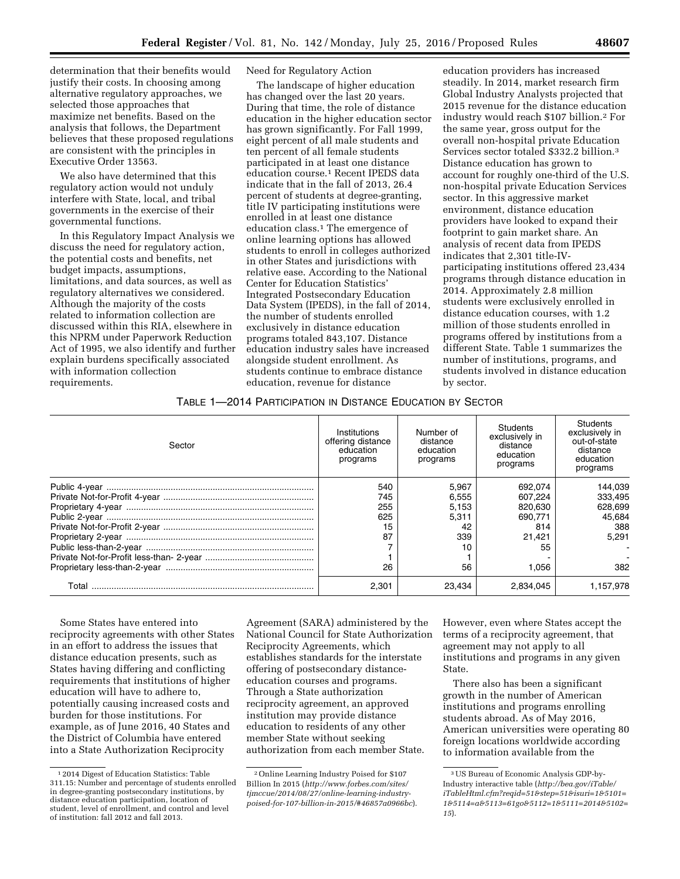determination that their benefits would justify their costs. In choosing among alternative regulatory approaches, we selected those approaches that maximize net benefits. Based on the analysis that follows, the Department believes that these proposed regulations are consistent with the principles in Executive Order 13563.

We also have determined that this regulatory action would not unduly interfere with State, local, and tribal governments in the exercise of their governmental functions.

In this Regulatory Impact Analysis we discuss the need for regulatory action, the potential costs and benefits, net budget impacts, assumptions, limitations, and data sources, as well as regulatory alternatives we considered. Although the majority of the costs related to information collection are discussed within this RIA, elsewhere in this NPRM under Paperwork Reduction Act of 1995, we also identify and further explain burdens specifically associated with information collection requirements.

Need for Regulatory Action

The landscape of higher education has changed over the last 20 years. During that time, the role of distance education in the higher education sector has grown significantly. For Fall 1999, eight percent of all male students and ten percent of all female students participated in at least one distance education course.[1] Recent IPEDS data indicate that in the fall of 2013, 26.4 percent of students at degree-granting, title IV participating institutions were enrolled in at least one distance education class.[1] The emergence of online learning options has allowed students to enroll in colleges authorized in other States and jurisdictions with relative ease. According to the National Center for Education Statistics' Integrated Postsecondary Education Data System (IPEDS), in the fall of 2014, the number of students enrolled exclusively in distance education programs totaled 843,107. Distance education industry sales have increased alongside student enrollment. As students continue to embrace distance education, revenue for distance education providers has increased steadily. In 2014, market research firm Global Industry Analysts projected that 2015 revenue for the distance education industry would reach $107 billion.[2] For the same year, gross output for the overall non-hospital private Education Services sector totaled $332.2 billion.[3] Distance education has grown to account for roughly one-third of the U.S. non-hospital private Education Services sector. In this aggressive market environment, distance education providers have looked to expand their footprint to gain market share. An analysis of recent data from IPEDS indicates that 2,301 title-IV-participating institutions offered 23,434 programs through distance education in 2014. Approximately 2.8 million students were exclusively enrolled in distance education courses, with 1.2 million of those students enrolled in programs offered by institutions from a different State. Table 1 summarizes the number of institutions, programs, and students involved in distance education by sector.

TABLE 1—2014 PARTICIPATION IN DISTANCE EDUCATION BY SECTOR

| Sector | Institutions offering distance education programs | Number of distance education programs | Students exclusively in distance education programs | Students exclusively in out-of-state distance education programs |
|---|---|---|---|---|
| Public 4-year | 540 | 5,967 | 692,074 | 144,039 |
| Private Not-for-Profit 4-year | 745 | 6,555 | 607,224 | 333,495 |
| Proprietary 4-year | 255 | 5,153 | 820,630 | 628,699 |
| Public 2-year | 625 | 5,311 | 690,771 | 45,684 |
| Private Not-for-Profit 2-year | 15 | 42 | 814 | 388 |
| Proprietary 2-year | 87 | 339 | 21,421 | 5,291 |
| Public less-than-2-year | 7 | 10 | 55 | - |
| Private Not-for-Profit less-than- 2-year | 1 | 1 | - | - |
| Proprietary less-than-2-year | 26 | 56 | 1,056 | 382 |
| Total | 2,301 | 23,434 | 2,834,045 | 1,157,978 |

Some States have entered into reciprocity agreements with other States in an effort to address the issues that distance education presents, such as States having differing and conflicting requirements that institutions of higher education will have to adhere to, potentially causing increased costs and burden for those institutions. For example, as of June 2016, 40 States and the District of Columbia have entered into a State Authorization Reciprocity Agreement (SARA) administered by the National Council for State Authorization Reciprocity Agreements, which establishes standards for the interstate offering of postsecondary distance-education courses and programs. Through a State authorization reciprocity agreement, an approved institution may provide distance education to residents of any other member State without seeking authorization from each member State. However, even where States accept the terms of a reciprocity agreement, that agreement may not apply to all institutions and programs in any given State.

There also has been a significant growth in the number of American institutions and programs enrolling students abroad. As of May 2016, American universities were operating 80 foreign locations worldwide according to information available from the

[1] 2014 Digest of Education Statistics: Table 311.15: Number and percentage of students enrolled in degree-granting postsecondary institutions, by distance education participation, location of student, level of enrollment, and control and level of institution: fall 2012 and fall 2013.

[2] Online Learning Industry Poised for $107 Billion In 2015 (*http://www.forbes.com/sites/tjmccue/2014/08/27/online-learning-industry-poised-for-107-billion-in-2015/#46857a0966bc*).

[3] US Bureau of Economic Analysis GDP-by-Industry interactive table (*http://bea.gov/iTable/iTableHtml.cfm?reqid=51&step=51&isuri=1&5101=1&5114=a&5113=61go&5112=1&5111=2014&5102=15*).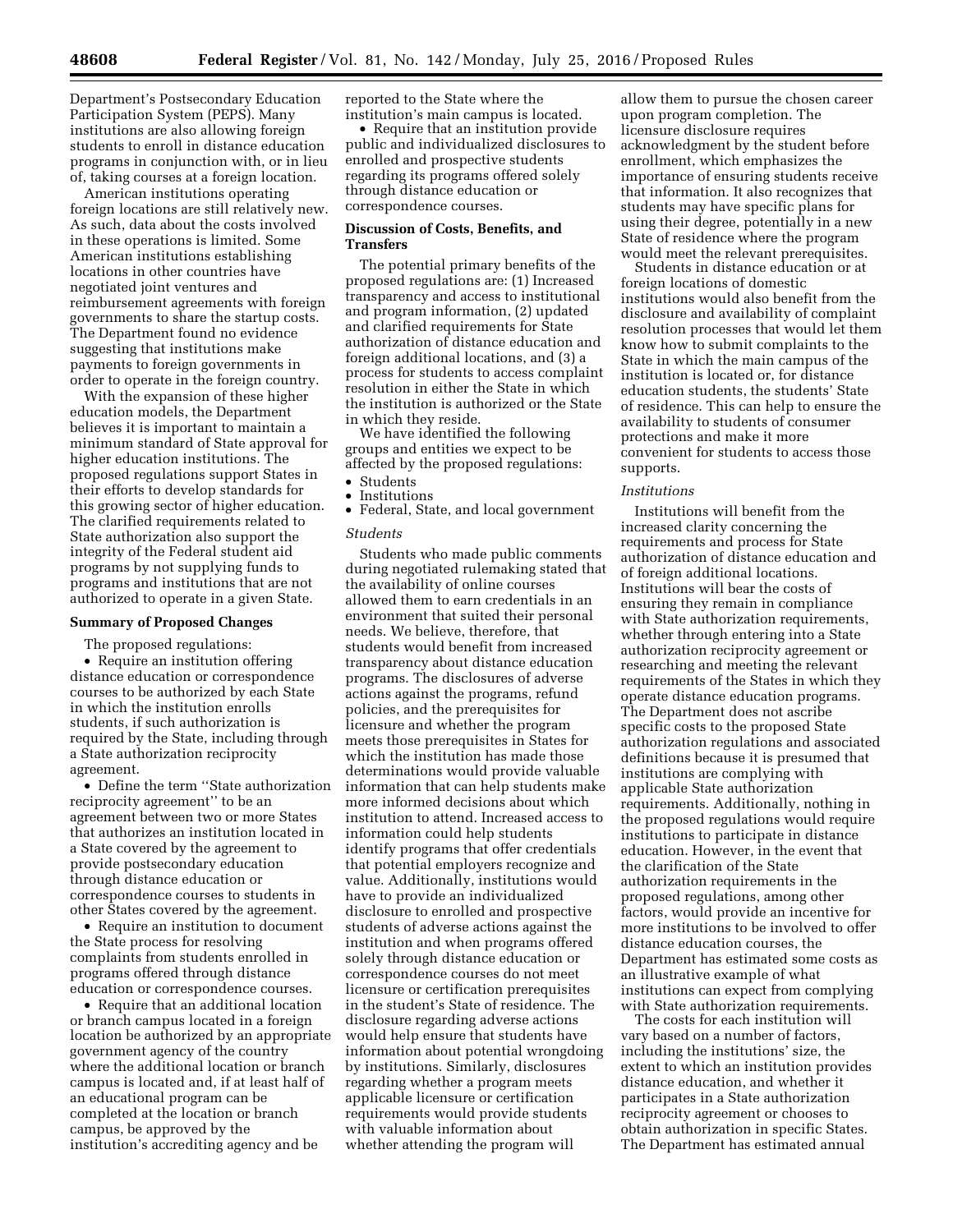Department's Postsecondary Education Participation System (PEPS). Many institutions are also allowing foreign students to enroll in distance education programs in conjunction with, or in lieu of, taking courses at a foreign location.

American institutions operating foreign locations are still relatively new. As such, data about the costs involved in these operations is limited. Some American institutions establishing locations in other countries have negotiated joint ventures and reimbursement agreements with foreign governments to share the startup costs. The Department found no evidence suggesting that institutions make payments to foreign governments in order to operate in the foreign country.

With the expansion of these higher education models, the Department believes it is important to maintain a minimum standard of State approval for higher education institutions. The proposed regulations support States in their efforts to develop standards for this growing sector of higher education. The clarified requirements related to State authorization also support the integrity of the Federal student aid programs by not supplying funds to programs and institutions that are not authorized to operate in a given State.

**Summary of Proposed Changes**

The proposed regulations:

- Require an institution offering distance education or correspondence courses to be authorized by each State in which the institution enrolls students, if such authorization is required by the State, including through a State authorization reciprocity agreement.
- Define the term ''State authorization reciprocity agreement'' to be an agreement between two or more States that authorizes an institution located in a State covered by the agreement to provide postsecondary education through distance education or correspondence courses to students in other States covered by the agreement.
- Require an institution to document the State process for resolving complaints from students enrolled in programs offered through distance education or correspondence courses.
- Require that an additional location or branch campus located in a foreign location be authorized by an appropriate government agency of the country where the additional location or branch campus is located and, if at least half of an educational program can be completed at the location or branch campus, be approved by the institution's accrediting agency and be reported to the State where the institution's main campus is located.
- Require that an institution provide public and individualized disclosures to enrolled and prospective students regarding its programs offered solely through distance education or correspondence courses.

**Discussion of Costs, Benefits, and Transfers**

The potential primary benefits of the proposed regulations are: (1) Increased transparency and access to institutional and program information, (2) updated and clarified requirements for State authorization of distance education and foreign additional locations, and (3) a process for students to access complaint resolution in either the State in which the institution is authorized or the State in which they reside.

We have identified the following groups and entities we expect to be affected by the proposed regulations:

- Students
- Institutions
- Federal, State, and local government

*Students*

Students who made public comments during negotiated rulemaking stated that the availability of online courses allowed them to earn credentials in an environment that suited their personal needs. We believe, therefore, that students would benefit from increased transparency about distance education programs. The disclosures of adverse actions against the programs, refund policies, and the prerequisites for licensure and whether the program meets those prerequisites in States for which the institution has made those determinations would provide valuable information that can help students make more informed decisions about which institution to attend. Increased access to information could help students identify programs that offer credentials that potential employers recognize and value. Additionally, institutions would have to provide an individualized disclosure to enrolled and prospective students of adverse actions against the institution and when programs offered solely through distance education or correspondence courses do not meet licensure or certification prerequisites in the student's State of residence. The disclosure regarding adverse actions would help ensure that students have information about potential wrongdoing by institutions. Similarly, disclosures regarding whether a program meets applicable licensure or certification requirements would provide students with valuable information about whether attending the program will allow them to pursue the chosen career upon program completion. The licensure disclosure requires acknowledgment by the student before enrollment, which emphasizes the importance of ensuring students receive that information. It also recognizes that students may have specific plans for using their degree, potentially in a new State of residence where the program would meet the relevant prerequisites.

Students in distance education or at foreign locations of domestic institutions would also benefit from the disclosure and availability of complaint resolution processes that would let them know how to submit complaints to the State in which the main campus of the institution is located or, for distance education students, the students' State of residence. This can help to ensure the availability to students of consumer protections and make it more convenient for students to access those supports.

*Institutions*

Institutions will benefit from the increased clarity concerning the requirements and process for State authorization of distance education and of foreign additional locations. Institutions will bear the costs of ensuring they remain in compliance with State authorization requirements, whether through entering into a State authorization reciprocity agreement or researching and meeting the relevant requirements of the States in which they operate distance education programs. The Department does not ascribe specific costs to the proposed State authorization regulations and associated definitions because it is presumed that institutions are complying with applicable State authorization requirements. Additionally, nothing in the proposed regulations would require institutions to participate in distance education. However, in the event that the clarification of the State authorization requirements in the proposed regulations, among other factors, would provide an incentive for more institutions to be involved to offer distance education courses, the Department has estimated some costs as an illustrative example of what institutions can expect from complying with State authorization requirements.

The costs for each institution will vary based on a number of factors, including the institutions' size, the extent to which an institution provides distance education, and whether it participates in a State authorization reciprocity agreement or chooses to obtain authorization in specific States. The Department has estimated annual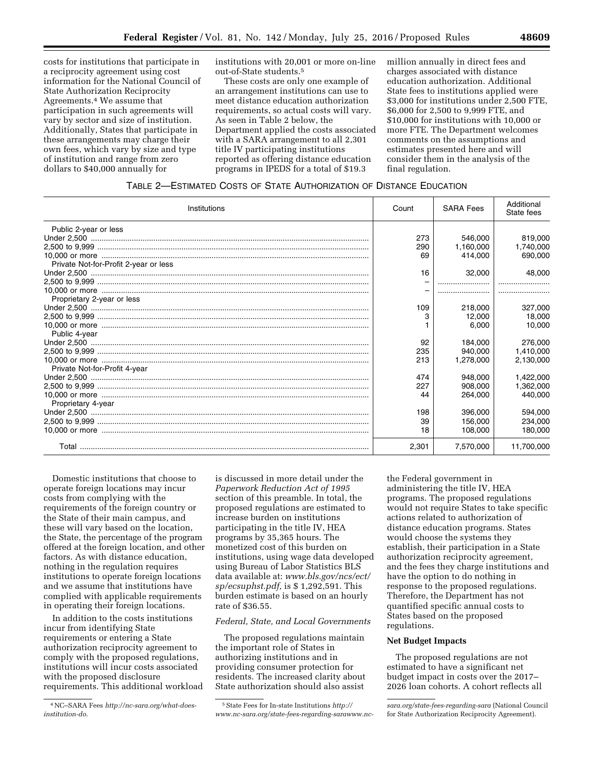costs for institutions that participate in a reciprocity agreement using cost information for the National Council of State Authorization Reciprocity Agreements.[4] We assume that participation in such agreements will vary by sector and size of institution. Additionally, States that participate in these arrangements may charge their own fees, which vary by size and type of institution and range from zero dollars to $40,000 annually for institutions with 20,001 or more on-line out-of-State students.[5]

These costs are only one example of an arrangement institutions can use to meet distance education authorization requirements, so actual costs will vary. As seen in Table 2 below, the Department applied the costs associated with a SARA arrangement to all 2,301 title IV participating institutions reported as offering distance education programs in IPEDS for a total of $19.3 million annually in direct fees and charges associated with distance education authorization. Additional State fees to institutions applied were $3,000 for institutions under 2,500 FTE, $6,000 for 2,500 to 9,999 FTE, and $10,000 for institutions with 10,000 or more FTE. The Department welcomes comments on the assumptions and estimates presented here and will consider them in the analysis of the final regulation.

TABLE 2—ESTIMATED COSTS OF STATE AUTHORIZATION OF DISTANCE EDUCATION

| Institutions | Count | SARA Fees | Additional State fees |
|---|---|---|---|
| Public 2-year or less | | | |
| Under 2,500 | 273 | 546,000 | 819,000 |
| 2,500 to 9,999 | 290 | 1,160,000 | 1,740,000 |
| 10,000 or more | 69 | 414,000 | 690,000 |
| Private Not-for-Profit 2-year or less | | | |
| Under 2,500 | 16 | 32,000 | 48,000 |
| 2,500 to 9,999 | – | | |
| 10,000 or more | – | | |
| Proprietary 2-year or less | | | |
| Under 2,500 | 109 | 218,000 | 327,000 |
| 2,500 to 9,999 | 3 | 12,000 | 18,000 |
| 10,000 or more | 1 | 6,000 | 10,000 |
| Public 4-year | | | |
| Under 2,500 | 92 | 184,000 | 276,000 |
| 2,500 to 9,999 | 235 | 940,000 | 1,410,000 |
| 10,000 or more | 213 | 1,278,000 | 2,130,000 |
| Private Not-for-Profit 4-year | | | |
| Under 2,500 | 474 | 948,000 | 1,422,000 |
| 2,500 to 9,999 | 227 | 908,000 | 1,362,000 |
| 10,000 or more | 44 | 264,000 | 440,000 |
| Proprietary 4-year | | | |
| Under 2,500 | 198 | 396,000 | 594,000 |
| 2,500 to 9,999 | 39 | 156,000 | 234,000 |
| 10,000 or more | 18 | 108,000 | 180,000 |
| Total | 2,301 | 7,570,000 | 11,700,000 |

Domestic institutions that choose to operate foreign locations may incur costs from complying with the requirements of the foreign country or the State of their main campus, and these will vary based on the location, the State, the percentage of the program offered at the foreign location, and other factors. As with distance education, nothing in the regulation requires institutions to operate foreign locations and we assume that institutions have complied with applicable requirements in operating their foreign locations.

In addition to the costs institutions incur from identifying State requirements or entering a State authorization reciprocity agreement to comply with the proposed regulations, institutions will incur costs associated with the proposed disclosure requirements. This additional workload is discussed in more detail under the *Paperwork Reduction Act of 1995* section of this preamble. In total, the proposed regulations are estimated to increase burden on institutions participating in the title IV, HEA programs by 35,365 hours. The monetized cost of this burden on institutions, using wage data developed using Bureau of Labor Statistics BLS data available at: *www.bls.gov/ncs/ect/sp/ecsuphst.pdf,* is $ 1,292,591. This burden estimate is based on an hourly rate of $36.55.

*Federal, State, and Local Governments*

The proposed regulations maintain the important role of States in authorizing institutions and in providing consumer protection for residents. The increased clarity about State authorization should also assist the Federal government in administering the title IV, HEA programs. The proposed regulations would not require States to take specific actions related to authorization of distance education programs. States would choose the systems they establish, their participation in a State authorization reciprocity agreement, and the fees they charge institutions and have the option to do nothing in response to the proposed regulations. Therefore, the Department has not quantified specific annual costs to States based on the proposed regulations.

**Net Budget Impacts**

The proposed regulations are not estimated to have a significant net budget impact in costs over the 2017–2026 loan cohorts. A cohort reflects all

[4] NC–SARA Fees *http://nc-sara.org/what-does-institution-do.*

[5] State Fees for In-state Institutions *http://www.nc-sara.org/state-fees-regarding-sarawww.nc-sara.org/state-fees-regarding-sara* (National Council for State Authorization Reciprocity Agreement).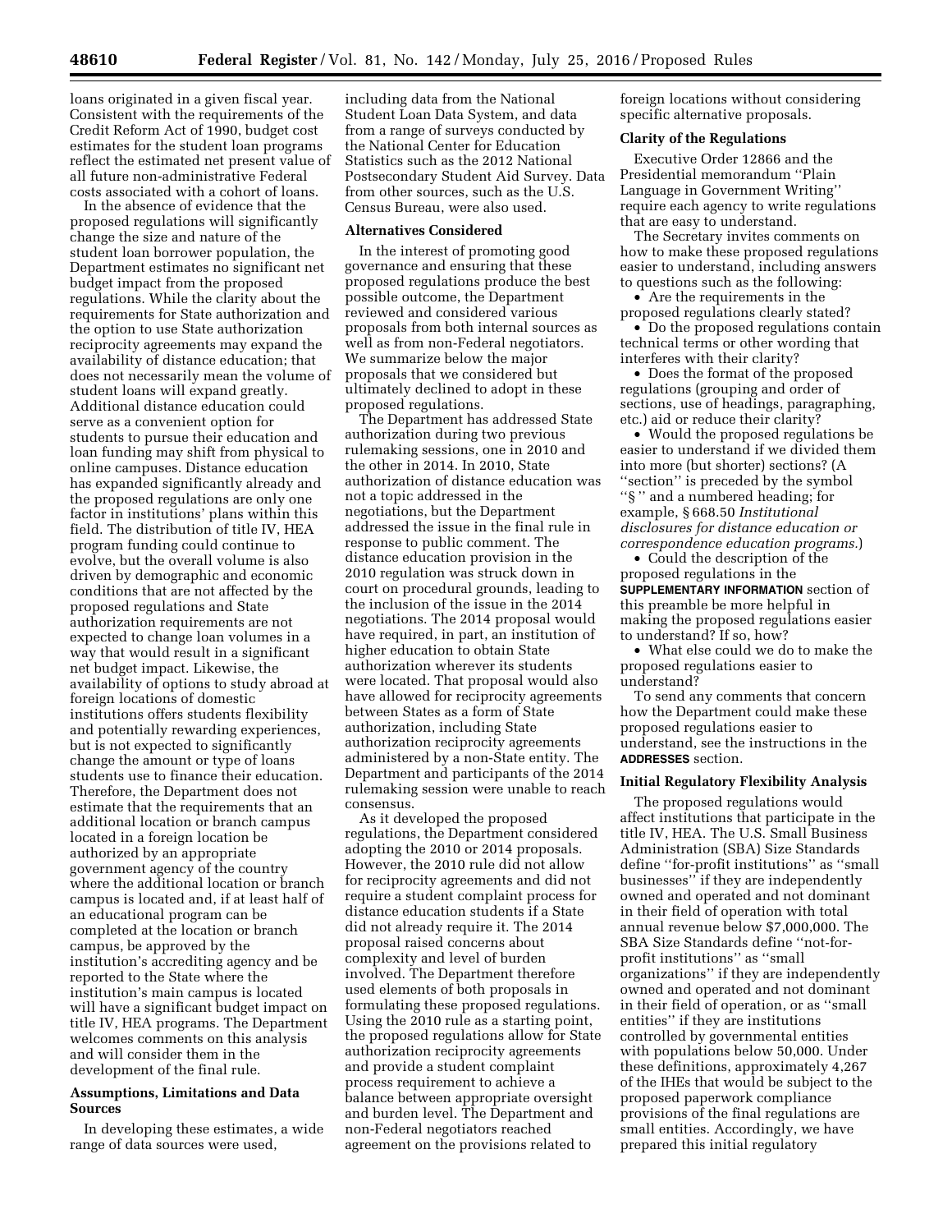loans originated in a given fiscal year. Consistent with the requirements of the Credit Reform Act of 1990, budget cost estimates for the student loan programs reflect the estimated net present value of all future non-administrative Federal costs associated with a cohort of loans.

In the absence of evidence that the proposed regulations will significantly change the size and nature of the student loan borrower population, the Department estimates no significant net budget impact from the proposed regulations. While the clarity about the requirements for State authorization and the option to use State authorization reciprocity agreements may expand the availability of distance education; that does not necessarily mean the volume of student loans will expand greatly. Additional distance education could serve as a convenient option for students to pursue their education and loan funding may shift from physical to online campuses. Distance education has expanded significantly already and the proposed regulations are only one factor in institutions' plans within this field. The distribution of title IV, HEA program funding could continue to evolve, but the overall volume is also driven by demographic and economic conditions that are not affected by the proposed regulations and State authorization requirements are not expected to change loan volumes in a way that would result in a significant net budget impact. Likewise, the availability of options to study abroad at foreign locations of domestic institutions offers students flexibility and potentially rewarding experiences, but is not expected to significantly change the amount or type of loans students use to finance their education. Therefore, the Department does not estimate that the requirements that an additional location or branch campus located in a foreign location be authorized by an appropriate government agency of the country where the additional location or branch campus is located and, if at least half of an educational program can be completed at the location or branch campus, be approved by the institution's accrediting agency and be reported to the State where the institution's main campus is located will have a significant budget impact on title IV, HEA programs. The Department welcomes comments on this analysis and will consider them in the development of the final rule.

### Assumptions, Limitations and Data Sources

In developing these estimates, a wide range of data sources were used, including data from the National Student Loan Data System, and data from a range of surveys conducted by the National Center for Education Statistics such as the 2012 National Postsecondary Student Aid Survey. Data from other sources, such as the U.S. Census Bureau, were also used.

### Alternatives Considered

In the interest of promoting good governance and ensuring that these proposed regulations produce the best possible outcome, the Department reviewed and considered various proposals from both internal sources as well as from non-Federal negotiators. We summarize below the major proposals that we considered but ultimately declined to adopt in these proposed regulations.

The Department has addressed State authorization during two previous rulemaking sessions, one in 2010 and the other in 2014. In 2010, State authorization of distance education was not a topic addressed in the negotiations, but the Department addressed the issue in the final rule in response to public comment. The distance education provision in the 2010 regulation was struck down in court on procedural grounds, leading to the inclusion of the issue in the 2014 negotiations. The 2014 proposal would have required, in part, an institution of higher education to obtain State authorization wherever its students were located. That proposal would also have allowed for reciprocity agreements between States as a form of State authorization, including State authorization reciprocity agreements administered by a non-State entity. The Department and participants of the 2014 rulemaking session were unable to reach consensus.

As it developed the proposed regulations, the Department considered adopting the 2010 or 2014 proposals. However, the 2010 rule did not allow for reciprocity agreements and did not require a student complaint process for distance education students if a State did not already require it. The 2014 proposal raised concerns about complexity and level of burden involved. The Department therefore used elements of both proposals in formulating these proposed regulations. Using the 2010 rule as a starting point, the proposed regulations allow for State authorization reciprocity agreements and provide a student complaint process requirement to achieve a balance between appropriate oversight and burden level. The Department and non-Federal negotiators reached agreement on the provisions related to foreign locations without considering specific alternative proposals.

### Clarity of the Regulations

Executive Order 12866 and the Presidential memorandum ''Plain Language in Government Writing'' require each agency to write regulations that are easy to understand.

The Secretary invites comments on how to make these proposed regulations easier to understand, including answers to questions such as the following:

- Are the requirements in the proposed regulations clearly stated?
- Do the proposed regulations contain technical terms or other wording that interferes with their clarity?
- Does the format of the proposed regulations (grouping and order of sections, use of headings, paragraphing, etc.) aid or reduce their clarity?
- Would the proposed regulations be easier to understand if we divided them into more (but shorter) sections? (A ''section'' is preceded by the symbol ''§'' and a numbered heading; for example, § 668.50 *Institutional disclosures for distance education or correspondence education programs.*)
- Could the description of the proposed regulations in the **SUPPLEMENTARY INFORMATION** section of this preamble be more helpful in making the proposed regulations easier to understand? If so, how?
- What else could we do to make the proposed regulations easier to understand?

To send any comments that concern how the Department could make these proposed regulations easier to understand, see the instructions in the **ADDRESSES** section.

### Initial Regulatory Flexibility Analysis

The proposed regulations would affect institutions that participate in the title IV, HEA. The U.S. Small Business Administration (SBA) Size Standards define ''for-profit institutions'' as ''small businesses'' if they are independently owned and operated and not dominant in their field of operation with total annual revenue below $7,000,000. The SBA Size Standards define ''not-for-profit institutions'' as ''small organizations'' if they are independently owned and operated and not dominant in their field of operation, or as ''small entities'' if they are institutions controlled by governmental entities with populations below 50,000. Under these definitions, approximately 4,267 of the IHEs that would be subject to the proposed paperwork compliance provisions of the final regulations are small entities. Accordingly, we have prepared this initial regulatory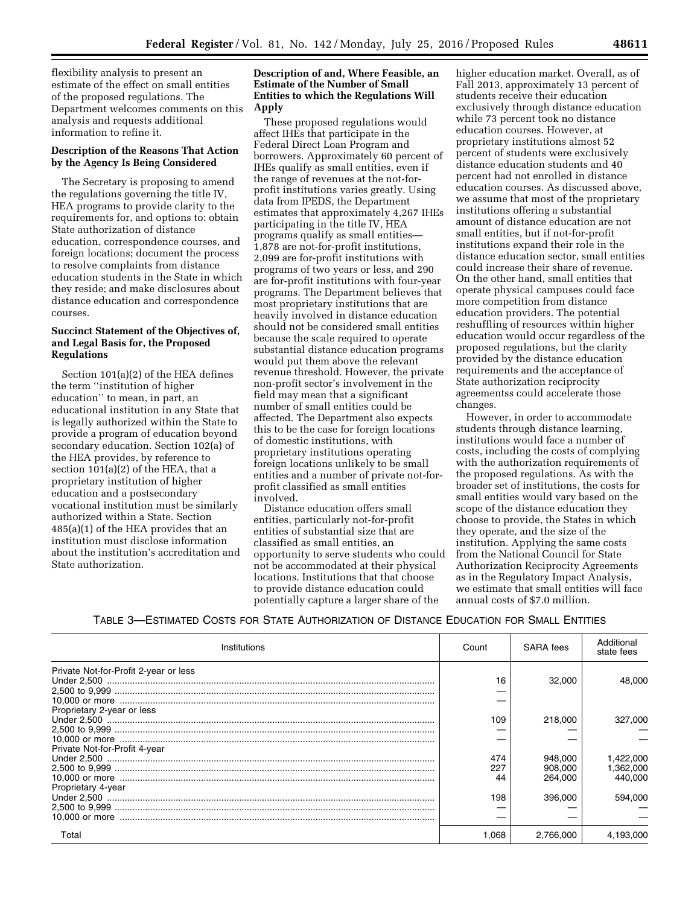flexibility analysis to present an estimate of the effect on small entities of the proposed regulations. The Department welcomes comments on this analysis and requests additional information to refine it.

**Description of the Reasons That Action by the Agency Is Being Considered**

The Secretary is proposing to amend the regulations governing the title IV, HEA programs to provide clarity to the requirements for, and options to: obtain State authorization of distance education, correspondence courses, and foreign locations; document the process to resolve complaints from distance education students in the State in which they reside; and make disclosures about distance education and correspondence courses.

**Succinct Statement of the Objectives of, and Legal Basis for, the Proposed Regulations**

Section 101(a)(2) of the HEA defines the term ''institution of higher education'' to mean, in part, an educational institution in any State that is legally authorized within the State to provide a program of education beyond secondary education. Section 102(a) of the HEA provides, by reference to section 101(a)(2) of the HEA, that a proprietary institution of higher education and a postsecondary vocational institution must be similarly authorized within a State. Section 485(a)(1) of the HEA provides that an institution must disclose information about the institution's accreditation and State authorization.

**Description of and, Where Feasible, an Estimate of the Number of Small Entities to which the Regulations Will Apply**

These proposed regulations would affect IHEs that participate in the Federal Direct Loan Program and borrowers. Approximately 60 percent of IHEs qualify as small entities, even if the range of revenues at the not-for-profit institutions varies greatly. Using data from IPEDS, the Department estimates that approximately 4,267 IHEs participating in the title IV, HEA programs qualify as small entities—1,878 are not-for-profit institutions, 2,099 are for-profit institutions with programs of two years or less, and 290 are for-profit institutions with four-year programs. The Department believes that most proprietary institutions that are heavily involved in distance education should not be considered small entities because the scale required to operate substantial distance education programs would put them above the relevant revenue threshold. However, the private non-profit sector's involvement in the field may mean that a significant number of small entities could be affected. The Department also expects this to be the case for foreign locations of domestic institutions, with proprietary institutions operating foreign locations unlikely to be small entities and a number of private not-for-profit classified as small entities involved.

Distance education offers small entities, particularly not-for-profit entities of substantial size that are classified as small entities, an opportunity to serve students who could not be accommodated at their physical locations. Institutions that that choose to provide distance education could potentially capture a larger share of the higher education market. Overall, as of Fall 2013, approximately 13 percent of students receive their education exclusively through distance education while 73 percent took no distance education courses. However, at proprietary institutions almost 52 percent of students were exclusively distance education students and 40 percent had not enrolled in distance education courses. As discussed above, we assume that most of the proprietary institutions offering a substantial amount of distance education are not small entities, but if not-for-profit institutions expand their role in the distance education sector, small entities could increase their share of revenue. On the other hand, small entities that operate physical campuses could face more competition from distance education providers. The potential reshuffling of resources within higher education would occur regardless of the proposed regulations, but the clarity provided by the distance education requirements and the acceptance of State authorization reciprocity agreementss could accelerate those changes.

However, in order to accommodate students through distance learning, institutions would face a number of costs, including the costs of complying with the authorization requirements of the proposed regulations. As with the broader set of institutions, the costs for small entities would vary based on the scope of the distance education they choose to provide, the States in which they operate, and the size of the institution. Applying the same costs from the National Council for State Authorization Reciprocity Agreements as in the Regulatory Impact Analysis, we estimate that small entities will face annual costs of $7.0 million.

TABLE 3—ESTIMATED COSTS FOR STATE AUTHORIZATION OF DISTANCE EDUCATION FOR SMALL ENTITIES

| Institutions | Count | SARA fees | Additional state fees |
|---|---|---|---|
| Private Not-for-Profit 2-year or less | | | |
| Under 2,500 | 16 | 32,000 | 48,000 |
| 2,500 to 9,999 | — | | |
| 10,000 or more | — | | |
| Proprietary 2-year or less | | | |
| Under 2,500 | 109 | 218,000 | 327,000 |
| 2,500 to 9,999 | — | — | — |
| 10,000 or more | — | — | — |
| Private Not-for-Profit 4-year | | | |
| Under 2,500 | 474 | 948,000 | 1,422,000 |
| 2,500 to 9,999 | 227 | 908,000 | 1,362,000 |
| 10,000 or more | 44 | 264,000 | 440,000 |
| Proprietary 4-year | | | |
| Under 2,500 | 198 | 396,000 | 594,000 |
| 2,500 to 9,999 | — | — | — |
| 10,000 or more | — | — | — |
| Total | 1,068 | 2,766,000 | 4,193,000 |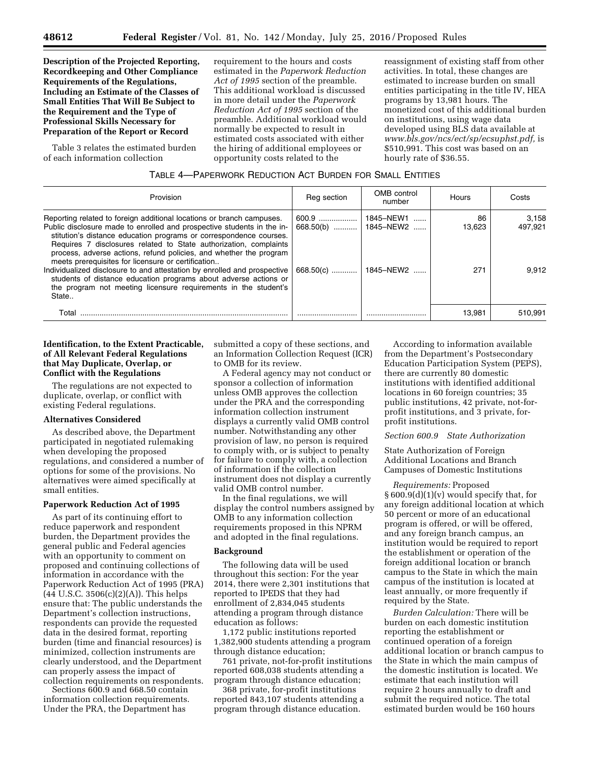**Description of the Projected Reporting, Recordkeeping and Other Compliance Requirements of the Regulations, Including an Estimate of the Classes of Small Entities That Will Be Subject to the Requirement and the Type of Professional Skills Necessary for Preparation of the Report or Record**

Table 3 relates the estimated burden of each information collection requirement to the hours and costs estimated in the *Paperwork Reduction Act of 1995* section of the preamble. This additional workload is discussed in more detail under the *Paperwork Reduction Act of 1995* section of the preamble. Additional workload would normally be expected to result in estimated costs associated with either the hiring of additional employees or opportunity costs related to the reassignment of existing staff from other activities. In total, these changes are estimated to increase burden on small entities participating in the title IV, HEA programs by 13,981 hours. The monetized cost of this additional burden on institutions, using wage data developed using BLS data available at *www.bls.gov/ncs/ect/sp/ecsuphst.pdf,* is $510,991. This cost was based on an hourly rate of $36.55.

TABLE 4—PAPERWORK REDUCTION ACT BURDEN FOR SMALL ENTITIES

| Provision | Reg section | OMB control number | Hours | Costs |
|---|---|---|---|---|
| Reporting related to foreign additional locations or branch campuses. | 600.9 | 1845–NEW1 | 86 | 3,158 |
| Public disclosure made to enrolled and prospective students in the institution's distance education programs or correspondence courses. Requires 7 disclosures related to State authorization, complaints process, adverse actions, refund policies, and whether the program meets prerequisites for licensure or certification.. | 668.50(b) | 1845–NEW2 | 13,623 | 497,921 |
| Individualized disclosure to and attestation by enrolled and prospective students of distance education programs about adverse actions or the program not meeting licensure requirements in the student's State.. | 668.50(c) | 1845–NEW2 | 271 | 9,912 |
| Total | | | 13,981 | 510,991 |

**Identification, to the Extent Practicable, of All Relevant Federal Regulations that May Duplicate, Overlap, or Conflict with the Regulations**

The regulations are not expected to duplicate, overlap, or conflict with existing Federal regulations.

**Alternatives Considered**

As described above, the Department participated in negotiated rulemaking when developing the proposed regulations, and considered a number of options for some of the provisions. No alternatives were aimed specifically at small entities.

**Paperwork Reduction Act of 1995**

As part of its continuing effort to reduce paperwork and respondent burden, the Department provides the general public and Federal agencies with an opportunity to comment on proposed and continuing collections of information in accordance with the Paperwork Reduction Act of 1995 (PRA) (44 U.S.C. 3506(c)(2)(A)). This helps ensure that: The public understands the Department's collection instructions, respondents can provide the requested data in the desired format, reporting burden (time and financial resources) is minimized, collection instruments are clearly understood, and the Department can properly assess the impact of collection requirements on respondents.

Sections 600.9 and 668.50 contain information collection requirements. Under the PRA, the Department has submitted a copy of these sections, and an Information Collection Request (ICR) to OMB for its review.

A Federal agency may not conduct or sponsor a collection of information unless OMB approves the collection under the PRA and the corresponding information collection instrument displays a currently valid OMB control number. Notwithstanding any other provision of law, no person is required to comply with, or is subject to penalty for failure to comply with, a collection of information if the collection instrument does not display a currently valid OMB control number.

In the final regulations, we will display the control numbers assigned by OMB to any information collection requirements proposed in this NPRM and adopted in the final regulations.

**Background**

The following data will be used throughout this section: For the year 2014, there were 2,301 institutions that reported to IPEDS that they had enrollment of 2,834,045 students attending a program through distance education as follows:

1,172 public institutions reported 1,382,900 students attending a program through distance education;

761 private, not-for-profit institutions reported 608,038 students attending a program through distance education;

368 private, for-profit institutions reported 843,107 students attending a program through distance education.

According to information available from the Department's Postsecondary Education Participation System (PEPS), there are currently 80 domestic institutions with identified additional locations in 60 foreign countries; 35 public institutions, 42 private, not-for-profit institutions, and 3 private, for-profit institutions.

*Section 600.9 State Authorization*

State Authorization of Foreign Additional Locations and Branch Campuses of Domestic Institutions

*Requirements:* Proposed § 600.9(d)(1)(v) would specify that, for any foreign additional location at which 50 percent or more of an educational program is offered, or will be offered, and any foreign branch campus, an institution would be required to report the establishment or operation of the foreign additional location or branch campus to the State in which the main campus of the institution is located at least annually, or more frequently if required by the State.

*Burden Calculation:* There will be burden on each domestic institution reporting the establishment or continued operation of a foreign additional location or branch campus to the State in which the main campus of the domestic institution is located. We estimate that each institution will require 2 hours annually to draft and submit the required notice. The total estimated burden would be 160 hours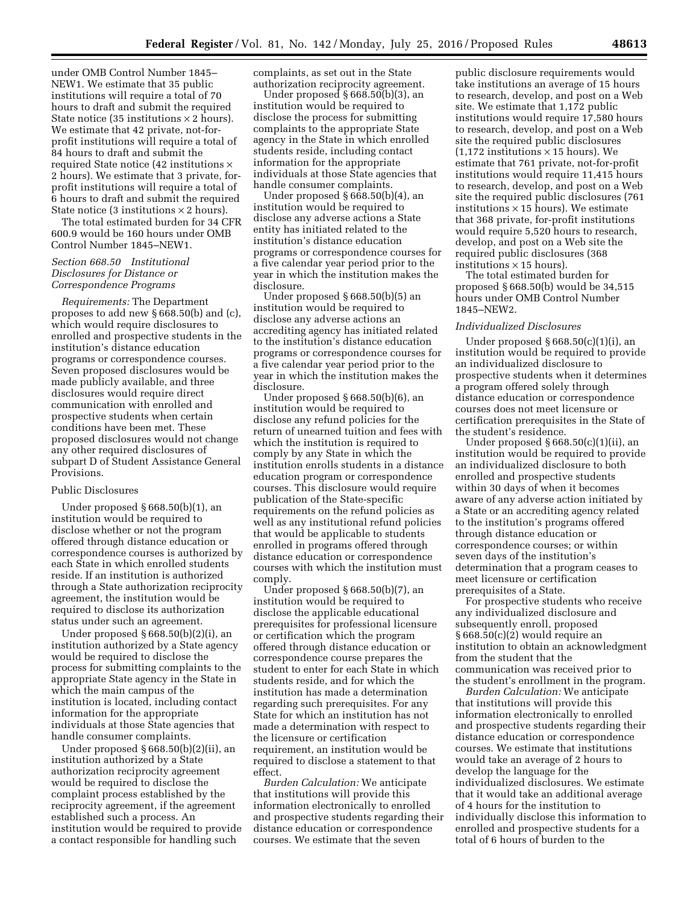under OMB Control Number 1845–NEW1. We estimate that 35 public institutions will require a total of 70 hours to draft and submit the required State notice (35 institutions × 2 hours). We estimate that 42 private, not-for-profit institutions will require a total of 84 hours to draft and submit the required State notice (42 institutions × 2 hours). We estimate that 3 private, for-profit institutions will require a total of 6 hours to draft and submit the required State notice (3 institutions × 2 hours).

The total estimated burden for 34 CFR 600.9 would be 160 hours under OMB Control Number 1845–NEW1.

*Section 668.50 Institutional Disclosures for Distance or Correspondence Programs*

*Requirements:* The Department proposes to add new § 668.50(b) and (c), which would require disclosures to enrolled and prospective students in the institution's distance education programs or correspondence courses. Seven proposed disclosures would be made publicly available, and three disclosures would require direct communication with enrolled and prospective students when certain conditions have been met. These proposed disclosures would not change any other required disclosures of subpart D of Student Assistance General Provisions.

Public Disclosures

Under proposed § 668.50(b)(1), an institution would be required to disclose whether or not the program offered through distance education or correspondence courses is authorized by each State in which enrolled students reside. If an institution is authorized through a State authorization reciprocity agreement, the institution would be required to disclose its authorization status under such an agreement.

Under proposed § 668.50(b)(2)(i), an institution authorized by a State agency would be required to disclose the process for submitting complaints to the appropriate State agency in the State in which the main campus of the institution is located, including contact information for the appropriate individuals at those State agencies that handle consumer complaints.

Under proposed § 668.50(b)(2)(ii), an institution authorized by a State authorization reciprocity agreement would be required to disclose the complaint process established by the reciprocity agreement, if the agreement established such a process. An institution would be required to provide a contact responsible for handling such complaints, as set out in the State authorization reciprocity agreement.

Under proposed § 668.50(b)(3), an institution would be required to disclose the process for submitting complaints to the appropriate State agency in the State in which enrolled students reside, including contact information for the appropriate individuals at those State agencies that handle consumer complaints.

Under proposed § 668.50(b)(4), an institution would be required to disclose any adverse actions a State entity has initiated related to the institution's distance education programs or correspondence courses for a five calendar year period prior to the year in which the institution makes the disclosure.

Under proposed § 668.50(b)(5) an institution would be required to disclose any adverse actions an accrediting agency has initiated related to the institution's distance education programs or correspondence courses for a five calendar year period prior to the year in which the institution makes the disclosure.

Under proposed § 668.50(b)(6), an institution would be required to disclose any refund policies for the return of unearned tuition and fees with which the institution is required to comply by any State in which the institution enrolls students in a distance education program or correspondence courses. This disclosure would require publication of the State-specific requirements on the refund policies as well as any institutional refund policies that would be applicable to students enrolled in programs offered through distance education or correspondence courses with which the institution must comply.

Under proposed § 668.50(b)(7), an institution would be required to disclose the applicable educational prerequisites for professional licensure or certification which the program offered through distance education or correspondence course prepares the student to enter for each State in which students reside, and for which the institution has made a determination regarding such prerequisites. For any State for which an institution has not made a determination with respect to the licensure or certification requirement, an institution would be required to disclose a statement to that effect.

*Burden Calculation:* We anticipate that institutions will provide this information electronically to enrolled and prospective students regarding their distance education or correspondence courses. We estimate that the seven public disclosure requirements would take institutions an average of 15 hours to research, develop, and post on a Web site. We estimate that 1,172 public institutions would require 17,580 hours to research, develop, and post on a Web site the required public disclosures (1,172 institutions × 15 hours). We estimate that 761 private, not-for-profit institutions would require 11,415 hours to research, develop, and post on a Web site the required public disclosures (761 institutions × 15 hours). We estimate that 368 private, for-profit institutions would require 5,520 hours to research, develop, and post on a Web site the required public disclosures (368 institutions × 15 hours).

The total estimated burden for proposed § 668.50(b) would be 34,515 hours under OMB Control Number 1845–NEW2.

*Individualized Disclosures*

Under proposed § 668.50(c)(1)(i), an institution would be required to provide an individualized disclosure to prospective students when it determines a program offered solely through distance education or correspondence courses does not meet licensure or certification prerequisites in the State of the student's residence.

Under proposed § 668.50(c)(1)(ii), an institution would be required to provide an individualized disclosure to both enrolled and prospective students within 30 days of when it becomes aware of any adverse action initiated by a State or an accrediting agency related to the institution's programs offered through distance education or correspondence courses; or within seven days of the institution's determination that a program ceases to meet licensure or certification prerequisites of a State.

For prospective students who receive any individualized disclosure and subsequently enroll, proposed § 668.50(c)(2) would require an institution to obtain an acknowledgment from the student that the communication was received prior to the student's enrollment in the program.

*Burden Calculation:* We anticipate that institutions will provide this information electronically to enrolled and prospective students regarding their distance education or correspondence courses. We estimate that institutions would take an average of 2 hours to develop the language for the individualized disclosures. We estimate that it would take an additional average of 4 hours for the institution to individually disclose this information to enrolled and prospective students for a total of 6 hours of burden to the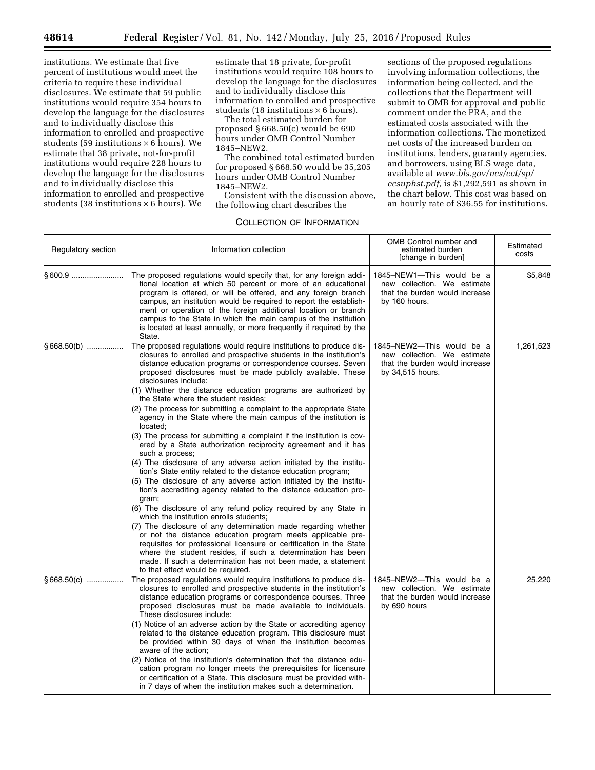institutions. We estimate that five percent of institutions would meet the criteria to require these individual disclosures. We estimate that 59 public institutions would require 354 hours to develop the language for the disclosures and to individually disclose this information to enrolled and prospective students (59 institutions × 6 hours). We estimate that 38 private, not-for-profit institutions would require 228 hours to develop the language for the disclosures and to individually disclose this information to enrolled and prospective students (38 institutions × 6 hours). We estimate that 18 private, for-profit institutions would require 108 hours to develop the language for the disclosures and to individually disclose this information to enrolled and prospective students (18 institutions × 6 hours).

The total estimated burden for proposed § 668.50(c) would be 690 hours under OMB Control Number 1845–NEW2.

The combined total estimated burden for proposed § 668.50 would be 35,205 hours under OMB Control Number 1845–NEW2.

Consistent with the discussion above, the following chart describes the sections of the proposed regulations involving information collections, the information being collected, and the collections that the Department will submit to OMB for approval and public comment under the PRA, and the estimated costs associated with the information collections. The monetized net costs of the increased burden on institutions, lenders, guaranty agencies, and borrowers, using BLS wage data, available at *www.bls.gov/ncs/ect/sp/ecsuphst.pdf,* is $1,292,591 as shown in the chart below. This cost was based on an hourly rate of $36.55 for institutions.

COLLECTION OF INFORMATION

| Regulatory section | Information collection | OMB Control number and estimated burden [change in burden] | Estimated costs |
|---|---|---|---|
| § 600.9 | The proposed regulations would specify that, for any foreign additional location at which 50 percent or more of an educational program is offered, or will be offered, and any foreign branch campus, an institution would be required to report the establishment or operation of the foreign additional location or branch campus to the State in which the main campus of the institution is located at least annually, or more frequently if required by the State. | 1845–NEW1—This would be a new collection. We estimate that the burden would increase by 160 hours. | $5,848 |
| § 668.50(b) | The proposed regulations would require institutions to produce disclosures to enrolled and prospective students in the institution's distance education programs or correspondence courses. Seven proposed disclosures must be made publicly available. These disclosures include: (1) Whether the distance education programs are authorized by the State where the student resides; (2) The process for submitting a complaint to the appropriate State agency in the State where the main campus of the institution is located; (3) The process for submitting a complaint if the institution is covered by a State authorization reciprocity agreement and it has such a process; (4) The disclosure of any adverse action initiated by the institution's State entity related to the distance education program; (5) The disclosure of any adverse action initiated by the institution's accrediting agency related to the distance education program; (6) The disclosure of any refund policy required by any State in which the institution enrolls students; (7) The disclosure of any determination made regarding whether or not the distance education program meets applicable prerequisites for professional licensure or certification in the State where the student resides, if such a determination has been made. If such a determination has not been made, a statement to that effect would be required. | 1845–NEW2—This would be a new collection. We estimate that the burden would increase by 34,515 hours. | 1,261,523 |
| § 668.50(c) | The proposed regulations would require institutions to produce disclosures to enrolled and prospective students in the institution's distance education programs or correspondence courses. Three proposed disclosures must be made available to individuals. These disclosures include: (1) Notice of an adverse action by the State or accrediting agency related to the distance education program. This disclosure must be provided within 30 days of when the institution becomes aware of the action; (2) Notice of the institution's determination that the distance education program no longer meets the prerequisites for licensure or certification of a State. This disclosure must be provided within 7 days of when the institution makes such a determination. | 1845–NEW2—This would be a new collection. We estimate that the burden would increase by 690 hours | 25,220 |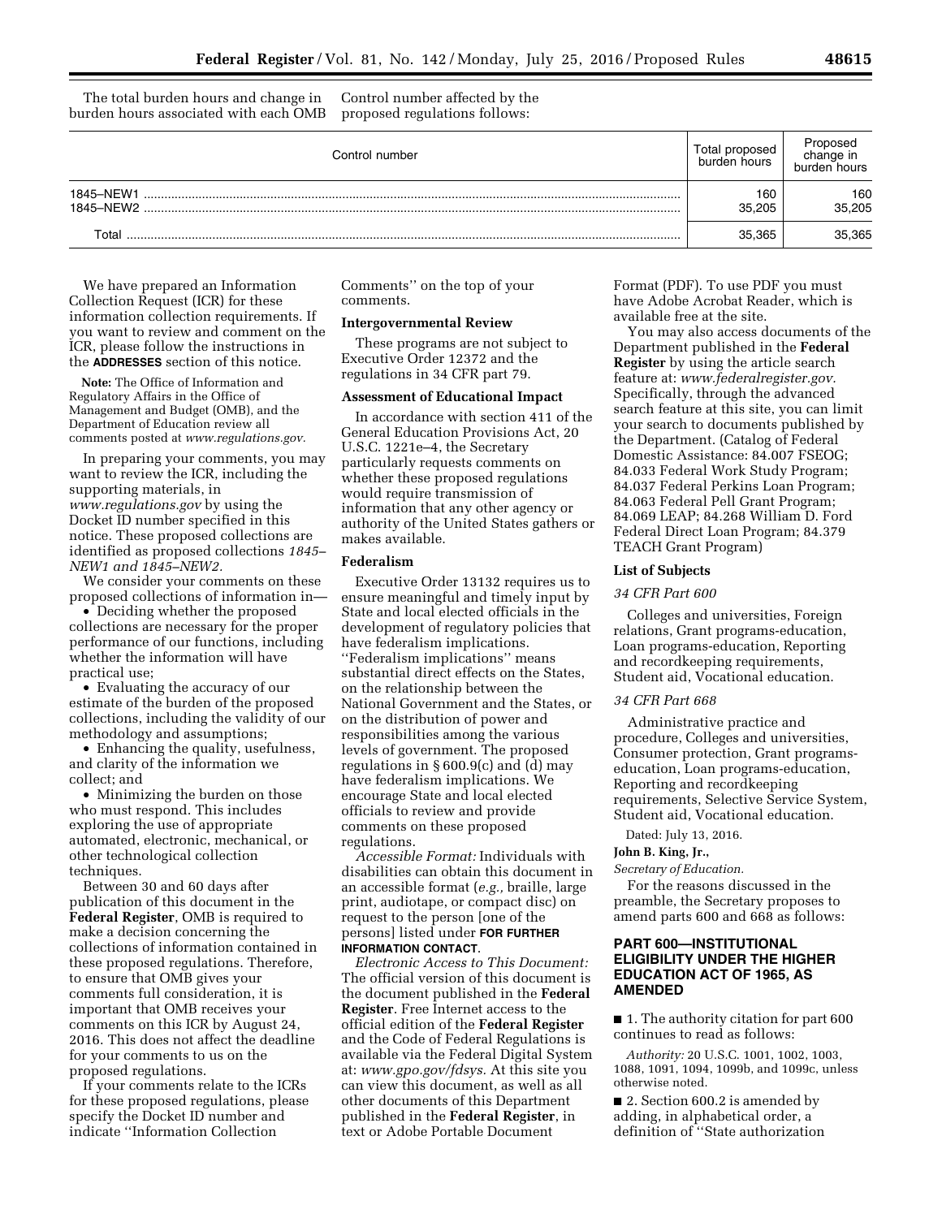The total burden hours and change in burden hours associated with each OMB Control number affected by the proposed regulations follows:

| Control number | Total proposed burden hours | Proposed change in burden hours |
|---|---|---|
| 1845–NEW1 | 160 | 160 |
| 1845–NEW2 | 35,205 | 35,205 |
| Total | 35,365 | 35,365 |

We have prepared an Information Collection Request (ICR) for these information collection requirements. If you want to review and comment on the ICR, please follow the instructions in the **ADDRESSES** section of this notice.

**Note:** The Office of Information and Regulatory Affairs in the Office of Management and Budget (OMB), and the Department of Education review all comments posted at *www.regulations.gov.*

In preparing your comments, you may want to review the ICR, including the supporting materials, in *www.regulations.gov* by using the Docket ID number specified in this notice. These proposed collections are identified as proposed collections *1845–NEW1 and 1845–NEW2.*

We consider your comments on these proposed collections of information in—

- Deciding whether the proposed collections are necessary for the proper performance of our functions, including whether the information will have practical use;
- Evaluating the accuracy of our estimate of the burden of the proposed collections, including the validity of our methodology and assumptions;
- Enhancing the quality, usefulness, and clarity of the information we collect; and
- Minimizing the burden on those who must respond. This includes exploring the use of appropriate automated, electronic, mechanical, or other technological collection techniques.

Between 30 and 60 days after publication of this document in the **Federal Register**, OMB is required to make a decision concerning the collections of information contained in these proposed regulations. Therefore, to ensure that OMB gives your comments full consideration, it is important that OMB receives your comments on this ICR by August 24, 2016. This does not affect the deadline for your comments to us on the proposed regulations.

If your comments relate to the ICRs for these proposed regulations, please specify the Docket ID number and indicate ''Information Collection Comments'' on the top of your comments.

**Intergovernmental Review**

These programs are not subject to Executive Order 12372 and the regulations in 34 CFR part 79.

**Assessment of Educational Impact**

In accordance with section 411 of the General Education Provisions Act, 20 U.S.C. 1221e–4, the Secretary particularly requests comments on whether these proposed regulations would require transmission of information that any other agency or authority of the United States gathers or makes available.

**Federalism**

Executive Order 13132 requires us to ensure meaningful and timely input by State and local elected officials in the development of regulatory policies that have federalism implications. ''Federalism implications'' means substantial direct effects on the States, on the relationship between the National Government and the States, or on the distribution of power and responsibilities among the various levels of government. The proposed regulations in § 600.9(c) and (d) may have federalism implications. We encourage State and local elected officials to review and provide comments on these proposed regulations.

*Accessible Format:* Individuals with disabilities can obtain this document in an accessible format (*e.g.,* braille, large print, audiotape, or compact disc) on request to the person [one of the persons] listed under **FOR FURTHER INFORMATION CONTACT**.

*Electronic Access to This Document:* The official version of this document is the document published in the **Federal Register**. Free Internet access to the official edition of the **Federal Register** and the Code of Federal Regulations is available via the Federal Digital System at: *www.gpo.gov/fdsys.* At this site you can view this document, as well as all other documents of this Department published in the **Federal Register**, in text or Adobe Portable Document Format (PDF). To use PDF you must have Adobe Acrobat Reader, which is available free at the site.

You may also access documents of the Department published in the **Federal Register** by using the article search feature at: *www.federalregister.gov.* Specifically, through the advanced search feature at this site, you can limit your search to documents published by the Department. (Catalog of Federal Domestic Assistance: 84.007 FSEOG; 84.033 Federal Work Study Program; 84.037 Federal Perkins Loan Program; 84.063 Federal Pell Grant Program; 84.069 LEAP; 84.268 William D. Ford Federal Direct Loan Program; 84.379 TEACH Grant Program)

**List of Subjects**

*34 CFR Part 600*

Colleges and universities, Foreign relations, Grant programs-education, Loan programs-education, Reporting and recordkeeping requirements, Student aid, Vocational education.

*34 CFR Part 668*

Administrative practice and procedure, Colleges and universities, Consumer protection, Grant programs-education, Loan programs-education, Reporting and recordkeeping requirements, Selective Service System, Student aid, Vocational education.

Dated: July 13, 2016.

**John B. King, Jr.,**

*Secretary of Education.*

For the reasons discussed in the preamble, the Secretary proposes to amend parts 600 and 668 as follows:

## PART 600—INSTITUTIONAL ELIGIBILITY UNDER THE HIGHER EDUCATION ACT OF 1965, AS AMENDED

■ 1. The authority citation for part 600 continues to read as follows:

*Authority:* 20 U.S.C. 1001, 1002, 1003, 1088, 1091, 1094, 1099b, and 1099c, unless otherwise noted.

■ 2. Section 600.2 is amended by adding, in alphabetical order, a definition of ''State authorization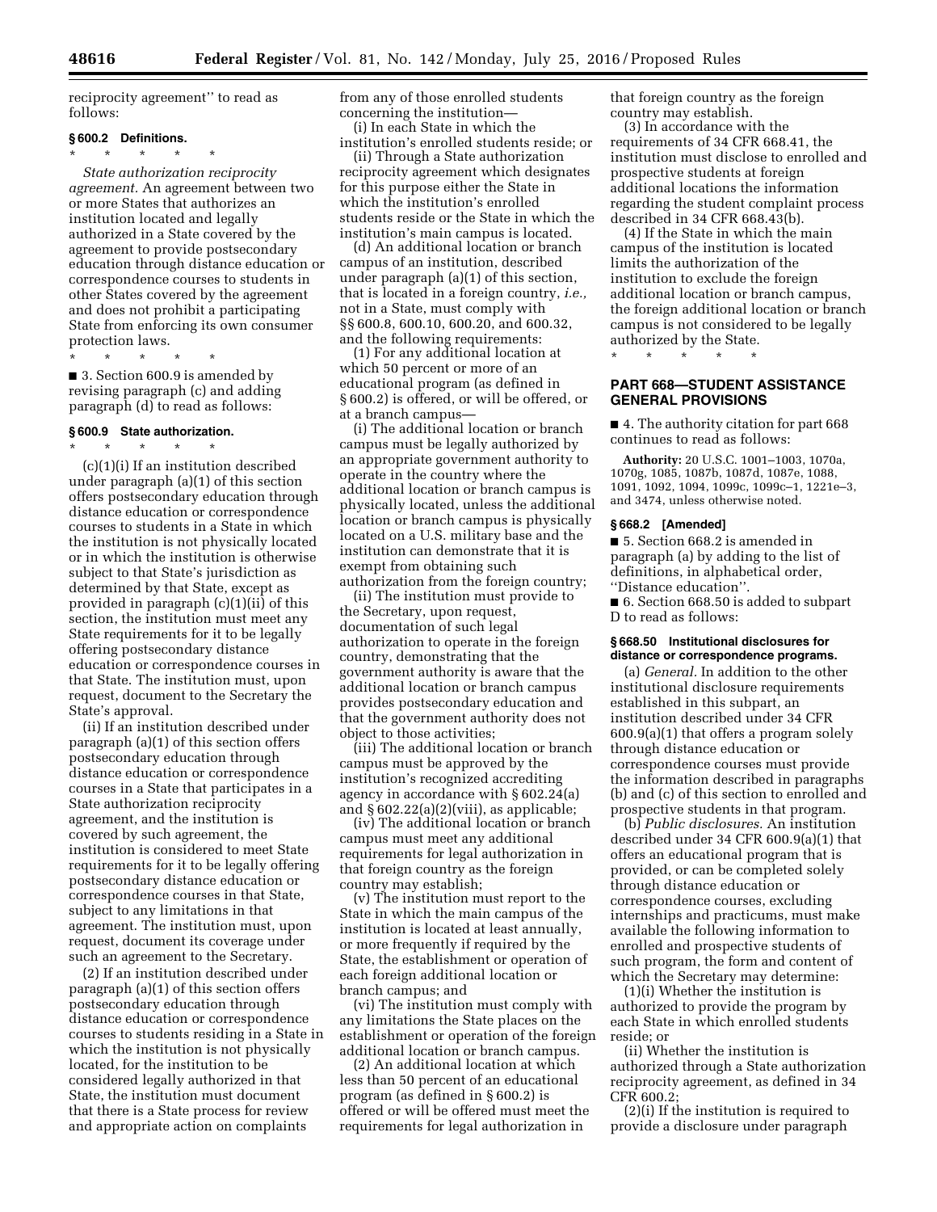reciprocity agreement'' to read as follows:

### § 600.2 Definitions.

\* \* \* \* \*

*State authorization reciprocity agreement.* An agreement between two or more States that authorizes an institution located and legally authorized in a State covered by the agreement to provide postsecondary education through distance education or correspondence courses to students in other States covered by the agreement and does not prohibit a participating State from enforcing its own consumer protection laws.

\* \* \* \* \*

■ 3. Section 600.9 is amended by revising paragraph (c) and adding paragraph (d) to read as follows:

### § 600.9 State authorization.

\* \* \* \* \*

(c)(1)(i) If an institution described under paragraph (a)(1) of this section offers postsecondary education through distance education or correspondence courses to students in a State in which the institution is not physically located or in which the institution is otherwise subject to that State's jurisdiction as determined by that State, except as provided in paragraph (c)(1)(ii) of this section, the institution must meet any State requirements for it to be legally offering postsecondary distance education or correspondence courses in that State. The institution must, upon request, document to the Secretary the State's approval.

(ii) If an institution described under paragraph (a)(1) of this section offers postsecondary education through distance education or correspondence courses in a State that participates in a State authorization reciprocity agreement, and the institution is covered by such agreement, the institution is considered to meet State requirements for it to be legally offering postsecondary distance education or correspondence courses in that State, subject to any limitations in that agreement. The institution must, upon request, document its coverage under such an agreement to the Secretary.

(2) If an institution described under paragraph (a)(1) of this section offers postsecondary education through distance education or correspondence courses to students residing in a State in which the institution is not physically located, for the institution to be considered legally authorized in that State, the institution must document that there is a State process for review and appropriate action on complaints from any of those enrolled students concerning the institution—

(i) In each State in which the institution's enrolled students reside; or

(ii) Through a State authorization reciprocity agreement which designates for this purpose either the State in which the institution's enrolled students reside or the State in which the institution's main campus is located.

(d) An additional location or branch campus of an institution, described under paragraph (a)(1) of this section, that is located in a foreign country, *i.e.,* not in a State, must comply with §§ 600.8, 600.10, 600.20, and 600.32, and the following requirements:

(1) For any additional location at which 50 percent or more of an educational program (as defined in § 600.2) is offered, or will be offered, or at a branch campus—

(i) The additional location or branch campus must be legally authorized by an appropriate government authority to operate in the country where the additional location or branch campus is physically located, unless the additional location or branch campus is physically located on a U.S. military base and the institution can demonstrate that it is exempt from obtaining such authorization from the foreign country;

(ii) The institution must provide to the Secretary, upon request, documentation of such legal authorization to operate in the foreign country, demonstrating that the government authority is aware that the additional location or branch campus provides postsecondary education and that the government authority does not object to those activities;

(iii) The additional location or branch campus must be approved by the institution's recognized accrediting agency in accordance with § 602.24(a) and § 602.22(a)(2)(viii), as applicable;

(iv) The additional location or branch campus must meet any additional requirements for legal authorization in that foreign country as the foreign country may establish;

(v) The institution must report to the State in which the main campus of the institution is located at least annually, or more frequently if required by the State, the establishment or operation of each foreign additional location or branch campus; and

(vi) The institution must comply with any limitations the State places on the establishment or operation of the foreign additional location or branch campus.

(2) An additional location at which less than 50 percent of an educational program (as defined in § 600.2) is offered or will be offered must meet the requirements for legal authorization in that foreign country as the foreign country may establish.

(3) In accordance with the requirements of 34 CFR 668.41, the institution must disclose to enrolled and prospective students at foreign additional locations the information regarding the student complaint process described in 34 CFR 668.43(b).

(4) If the State in which the main campus of the institution is located limits the authorization of the institution to exclude the foreign additional location or branch campus, the foreign additional location or branch campus is not considered to be legally authorized by the State.

\* \* \* \* \*

## PART 668—STUDENT ASSISTANCE GENERAL PROVISIONS

■ 4. The authority citation for part 668 continues to read as follows:

**Authority:** 20 U.S.C. 1001–1003, 1070a, 1070g, 1085, 1087b, 1087d, 1087e, 1088, 1091, 1092, 1094, 1099c, 1099c–1, 1221e–3, and 3474, unless otherwise noted.

### § 668.2 [Amended]

■ 5. Section 668.2 is amended in paragraph (a) by adding to the list of definitions, in alphabetical order, ''Distance education''.

■ 6. Section 668.50 is added to subpart D to read as follows:

### § 668.50 Institutional disclosures for distance or correspondence programs.

(a) *General.* In addition to the other institutional disclosure requirements established in this subpart, an institution described under 34 CFR 600.9(a)(1) that offers a program solely through distance education or correspondence courses must provide the information described in paragraphs (b) and (c) of this section to enrolled and prospective students in that program.

(b) *Public disclosures.* An institution described under 34 CFR 600.9(a)(1) that offers an educational program that is provided, or can be completed solely through distance education or correspondence courses, excluding internships and practicums, must make available the following information to enrolled and prospective students of such program, the form and content of which the Secretary may determine:

(1)(i) Whether the institution is authorized to provide the program by each State in which enrolled students reside; or

(ii) Whether the institution is authorized through a State authorization reciprocity agreement, as defined in 34 CFR 600.2;

(2)(i) If the institution is required to provide a disclosure under paragraph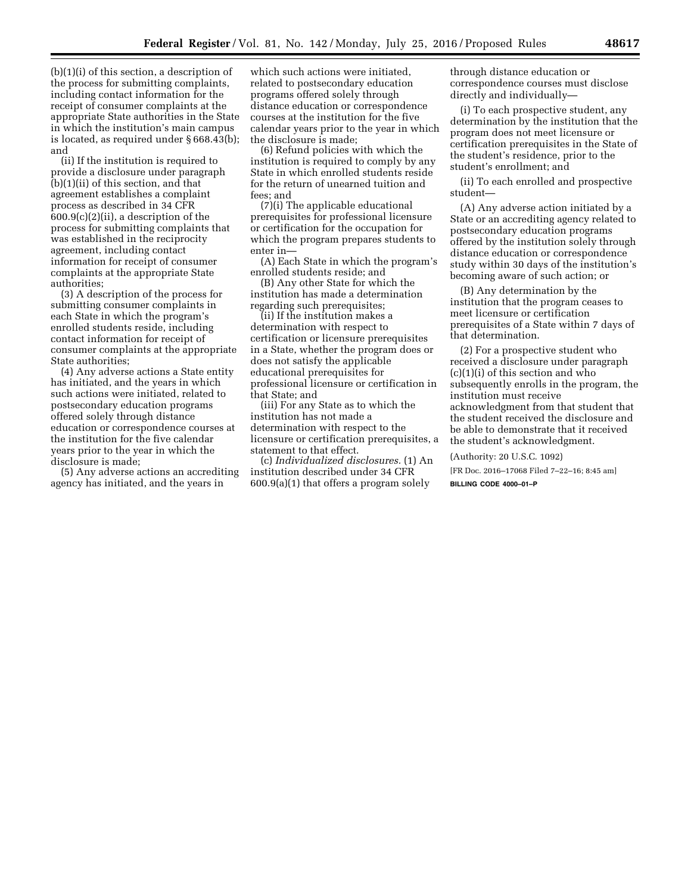(b)(1)(i) of this section, a description of the process for submitting complaints, including contact information for the receipt of consumer complaints at the appropriate State authorities in the State in which the institution's main campus is located, as required under § 668.43(b); and

(ii) If the institution is required to provide a disclosure under paragraph (b)(1)(ii) of this section, and that agreement establishes a complaint process as described in 34 CFR 600.9(c)(2)(ii), a description of the process for submitting complaints that was established in the reciprocity agreement, including contact information for receipt of consumer complaints at the appropriate State authorities;

(3) A description of the process for submitting consumer complaints in each State in which the program's enrolled students reside, including contact information for receipt of consumer complaints at the appropriate State authorities;

(4) Any adverse actions a State entity has initiated, and the years in which such actions were initiated, related to postsecondary education programs offered solely through distance education or correspondence courses at the institution for the five calendar years prior to the year in which the disclosure is made;

(5) Any adverse actions an accrediting agency has initiated, and the years in which such actions were initiated, related to postsecondary education programs offered solely through distance education or correspondence courses at the institution for the five calendar years prior to the year in which the disclosure is made;

(6) Refund policies with which the institution is required to comply by any State in which enrolled students reside for the return of unearned tuition and fees; and

(7)(i) The applicable educational prerequisites for professional licensure or certification for the occupation for which the program prepares students to enter in—

(A) Each State in which the program's enrolled students reside; and

(B) Any other State for which the institution has made a determination regarding such prerequisites;

(ii) If the institution makes a determination with respect to certification or licensure prerequisites in a State, whether the program does or does not satisfy the applicable educational prerequisites for professional licensure or certification in that State; and

(iii) For any State as to which the institution has not made a determination with respect to the licensure or certification prerequisites, a statement to that effect.

(c) *Individualized disclosures.* (1) An institution described under 34 CFR 600.9(a)(1) that offers a program solely through distance education or correspondence courses must disclose directly and individually—

(i) To each prospective student, any determination by the institution that the program does not meet licensure or certification prerequisites in the State of the student's residence, prior to the student's enrollment; and

(ii) To each enrolled and prospective student—

(A) Any adverse action initiated by a State or an accrediting agency related to postsecondary education programs offered by the institution solely through distance education or correspondence study within 30 days of the institution's becoming aware of such action; or

(B) Any determination by the institution that the program ceases to meet licensure or certification prerequisites of a State within 7 days of that determination.

(2) For a prospective student who received a disclosure under paragraph (c)(1)(i) of this section and who subsequently enrolls in the program, the institution must receive acknowledgment from that student that the student received the disclosure and be able to demonstrate that it received the student's acknowledgment.

(Authority: 20 U.S.C. 1092)

[FR Doc. 2016–17068 Filed 7–22–16; 8:45 am]

**BILLING CODE 4000–01–P**